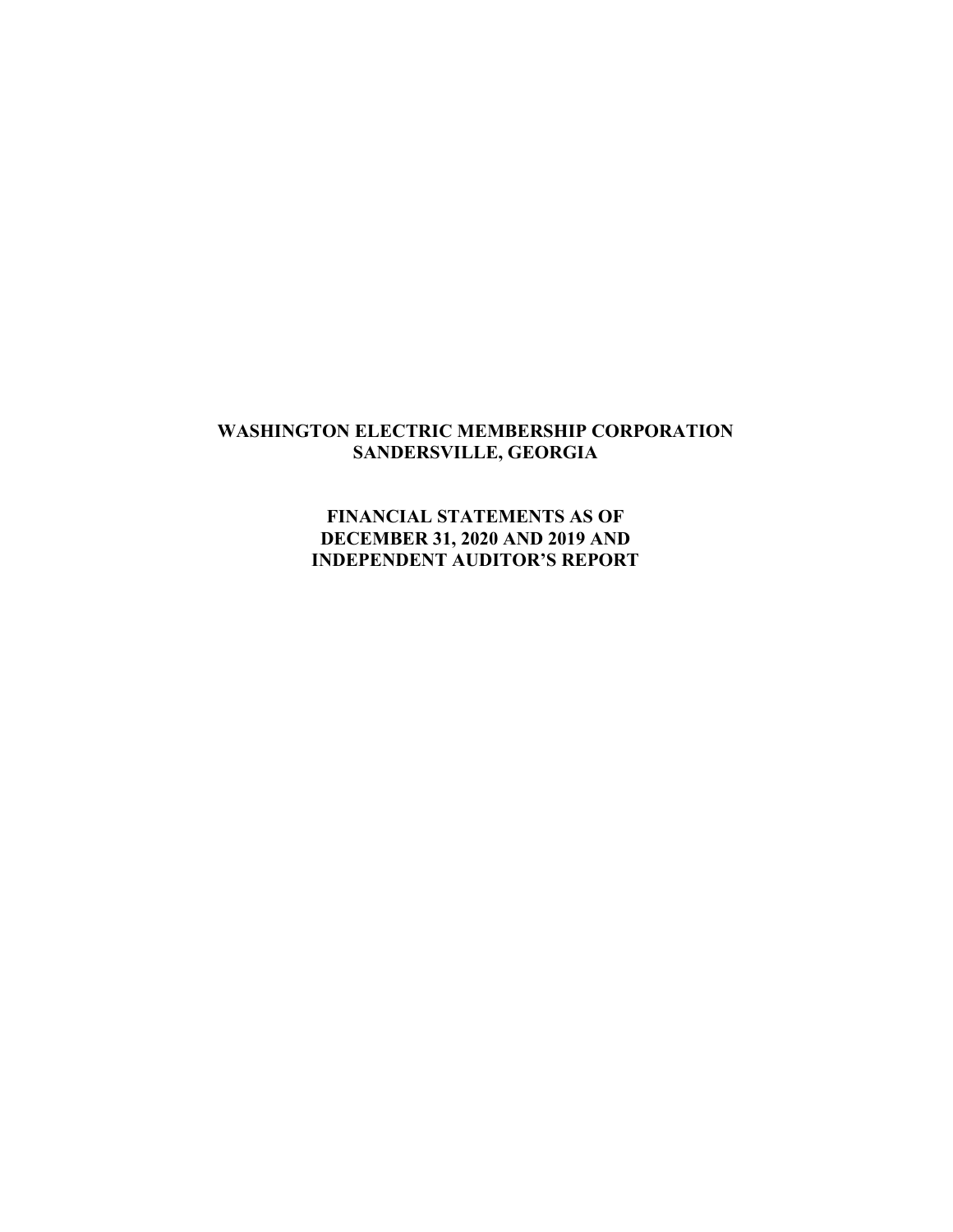# WASHINGTON ELECTRIC MEMBERSHIP CORPORATION
# SANDERSVILLE, GEORGIA

## FINANCIAL STATEMENTS AS OF DECEMBER 31, 2020 AND 2019 AND INDEPENDENT AUDITOR'S REPORT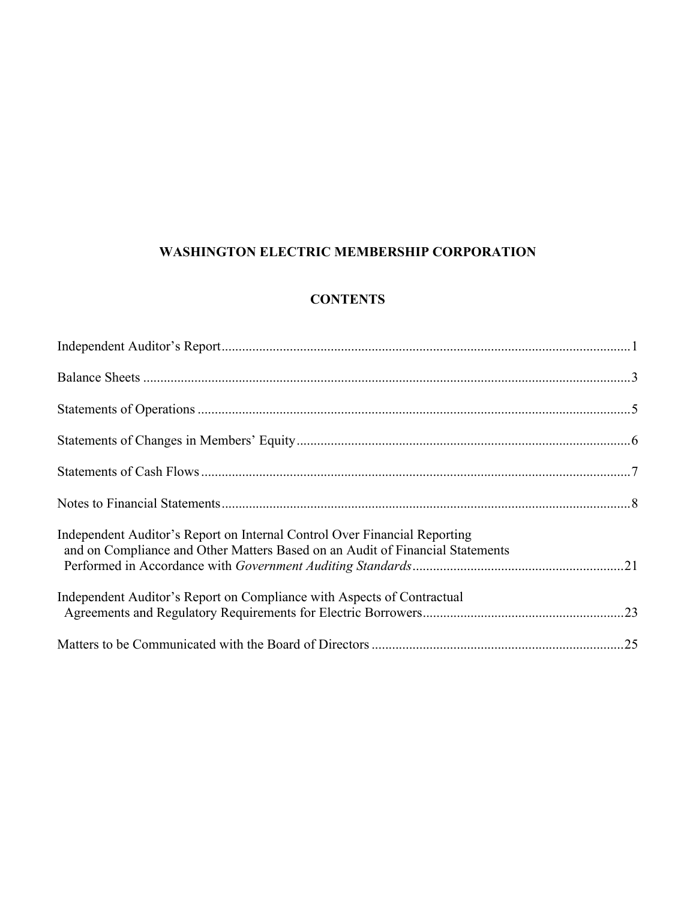# WASHINGTON ELECTRIC MEMBERSHIP CORPORATION

## CONTENTS

| | |
|---|---|
| Independent Auditor's Report | 1 |
| Balance Sheets | 3 |
| Statements of Operations | 5 |
| Statements of Changes in Members' Equity | 6 |
| Statements of Cash Flows | 7 |
| Notes to Financial Statements | 8 |
| Independent Auditor's Report on Internal Control Over Financial Reporting and on Compliance and Other Matters Based on an Audit of Financial Statements Performed in Accordance with *Government Auditing Standards* | 21 |
| Independent Auditor's Report on Compliance with Aspects of Contractual Agreements and Regulatory Requirements for Electric Borrowers | 23 |
| Matters to be Communicated with the Board of Directors | 25 |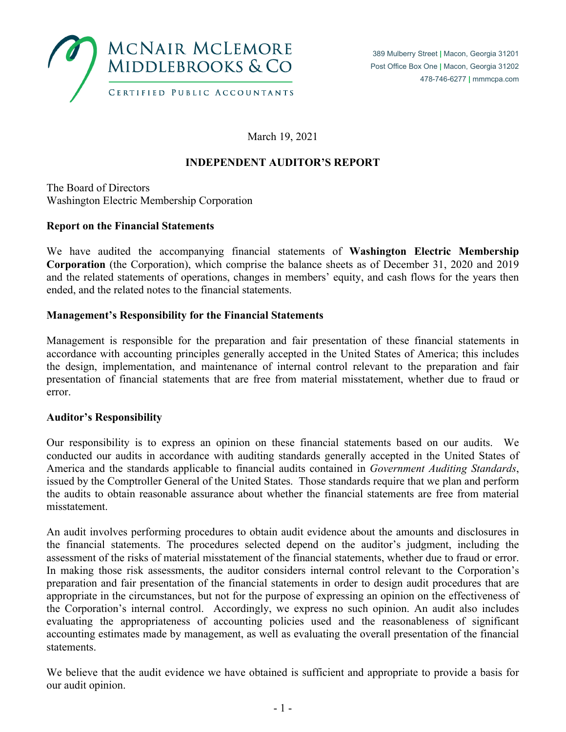McNair McLemore Middlebrooks & Co

Certified Public Accountants

389 Mulberry Street | Macon, Georgia 31201
Post Office Box One | Macon, Georgia 31202
478-746-6277 | mmmcpa.com

March 19, 2021

## INDEPENDENT AUDITOR'S REPORT

The Board of Directors
Washington Electric Membership Corporation

### Report on the Financial Statements

We have audited the accompanying financial statements of **Washington Electric Membership Corporation** (the Corporation), which comprise the balance sheets as of December 31, 2020 and 2019 and the related statements of operations, changes in members' equity, and cash flows for the years then ended, and the related notes to the financial statements.

### Management's Responsibility for the Financial Statements

Management is responsible for the preparation and fair presentation of these financial statements in accordance with accounting principles generally accepted in the United States of America; this includes the design, implementation, and maintenance of internal control relevant to the preparation and fair presentation of financial statements that are free from material misstatement, whether due to fraud or error.

### Auditor's Responsibility

Our responsibility is to express an opinion on these financial statements based on our audits. We conducted our audits in accordance with auditing standards generally accepted in the United States of America and the standards applicable to financial audits contained in *Government Auditing Standards*, issued by the Comptroller General of the United States. Those standards require that we plan and perform the audits to obtain reasonable assurance about whether the financial statements are free from material misstatement.

An audit involves performing procedures to obtain audit evidence about the amounts and disclosures in the financial statements. The procedures selected depend on the auditor's judgment, including the assessment of the risks of material misstatement of the financial statements, whether due to fraud or error. In making those risk assessments, the auditor considers internal control relevant to the Corporation's preparation and fair presentation of the financial statements in order to design audit procedures that are appropriate in the circumstances, but not for the purpose of expressing an opinion on the effectiveness of the Corporation's internal control. Accordingly, we express no such opinion. An audit also includes evaluating the appropriateness of accounting policies used and the reasonableness of significant accounting estimates made by management, as well as evaluating the overall presentation of the financial statements.

We believe that the audit evidence we have obtained is sufficient and appropriate to provide a basis for our audit opinion.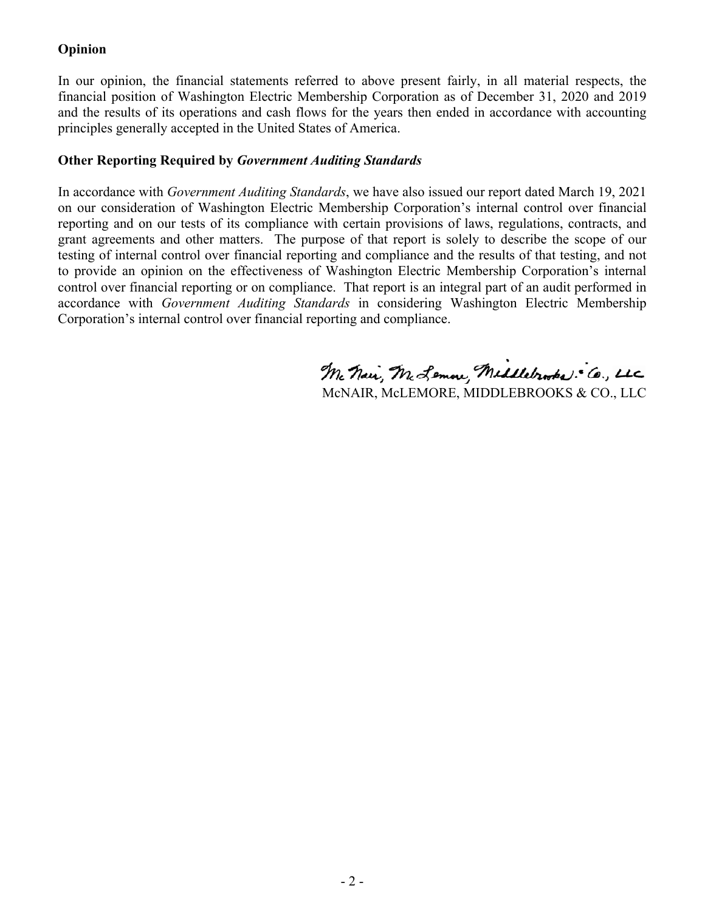**Opinion**

In our opinion, the financial statements referred to above present fairly, in all material respects, the financial position of Washington Electric Membership Corporation as of December 31, 2020 and 2019 and the results of its operations and cash flows for the years then ended in accordance with accounting principles generally accepted in the United States of America.

**Other Reporting Required by *Government Auditing Standards***

In accordance with *Government Auditing Standards*, we have also issued our report dated March 19, 2021 on our consideration of Washington Electric Membership Corporation's internal control over financial reporting and on our tests of its compliance with certain provisions of laws, regulations, contracts, and grant agreements and other matters. The purpose of that report is solely to describe the scope of our testing of internal control over financial reporting and compliance and the results of that testing, and not to provide an opinion on the effectiveness of Washington Electric Membership Corporation's internal control over financial reporting or on compliance. That report is an integral part of an audit performed in accordance with *Government Auditing Standards* in considering Washington Electric Membership Corporation's internal control over financial reporting and compliance.

McNair, McLemore, Middlebrooks & Co., LLC

McNAIR, McLEMORE, MIDDLEBROOKS & CO., LLC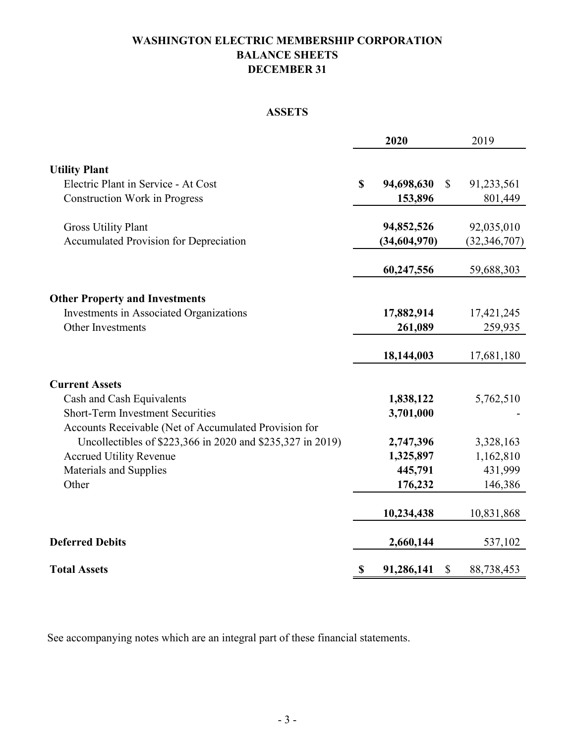# WASHINGTON ELECTRIC MEMBERSHIP CORPORATION
## BALANCE SHEETS
## DECEMBER 31

### ASSETS

| | 2020 | 2019 |
|---|---|---|
| **Utility Plant** | | |
| Electric Plant in Service - At Cost | **$ 94,698,630** | $ 91,233,561 |
| Construction Work in Progress | **153,896** | 801,449 |
| Gross Utility Plant | **94,852,526** | 92,035,010 |
| Accumulated Provision for Depreciation | **(34,604,970)** | (32,346,707) |
| | **60,247,556** | 59,688,303 |
| **Other Property and Investments** | | |
| Investments in Associated Organizations | **17,882,914** | 17,421,245 |
| Other Investments | **261,089** | 259,935 |
| | **18,144,003** | 17,681,180 |
| **Current Assets** | | |
| Cash and Cash Equivalents | **1,838,122** | 5,762,510 |
| Short-Term Investment Securities | **3,701,000** | - |
| Accounts Receivable (Net of Accumulated Provision for Uncollectibles of $223,366 in 2020 and $235,327 in 2019) | **2,747,396** | 3,328,163 |
| Accrued Utility Revenue | **1,325,897** | 1,162,810 |
| Materials and Supplies | **445,791** | 431,999 |
| Other | **176,232** | 146,386 |
| | **10,234,438** | 10,831,868 |
| **Deferred Debits** | **2,660,144** | 537,102 |
| **Total Assets** | **$ 91,286,141** | $ 88,738,453 |

See accompanying notes which are an integral part of these financial statements.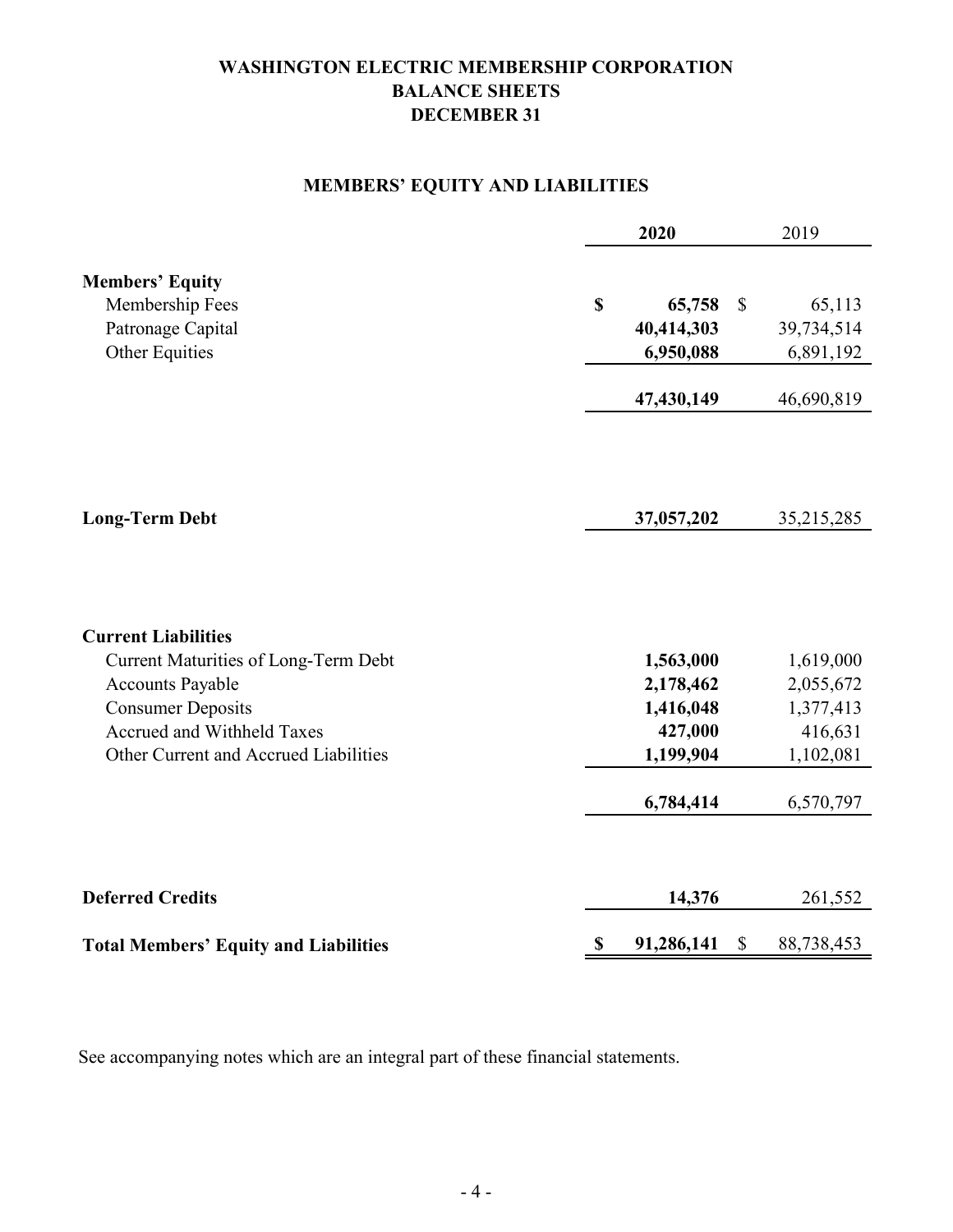# WASHINGTON ELECTRIC MEMBERSHIP CORPORATION
## BALANCE SHEETS
## DECEMBER 31

### MEMBERS' EQUITY AND LIABILITIES

| | 2020 | 2019 |
|---|---|---|
| **Members' Equity** | | |
| Membership Fees | **$ 65,758** | $ 65,113 |
| Patronage Capital | **40,414,303** | 39,734,514 |
| Other Equities | **6,950,088** | 6,891,192 |
| | **47,430,149** | 46,690,819 |
| **Long-Term Debt** | **37,057,202** | 35,215,285 |
| **Current Liabilities** | | |
| Current Maturities of Long-Term Debt | **1,563,000** | 1,619,000 |
| Accounts Payable | **2,178,462** | 2,055,672 |
| Consumer Deposits | **1,416,048** | 1,377,413 |
| Accrued and Withheld Taxes | **427,000** | 416,631 |
| Other Current and Accrued Liabilities | **1,199,904** | 1,102,081 |
| | **6,784,414** | 6,570,797 |
| **Deferred Credits** | **14,376** | 261,552 |
| **Total Members' Equity and Liabilities** | **$ 91,286,141** | $ 88,738,453 |

See accompanying notes which are an integral part of these financial statements.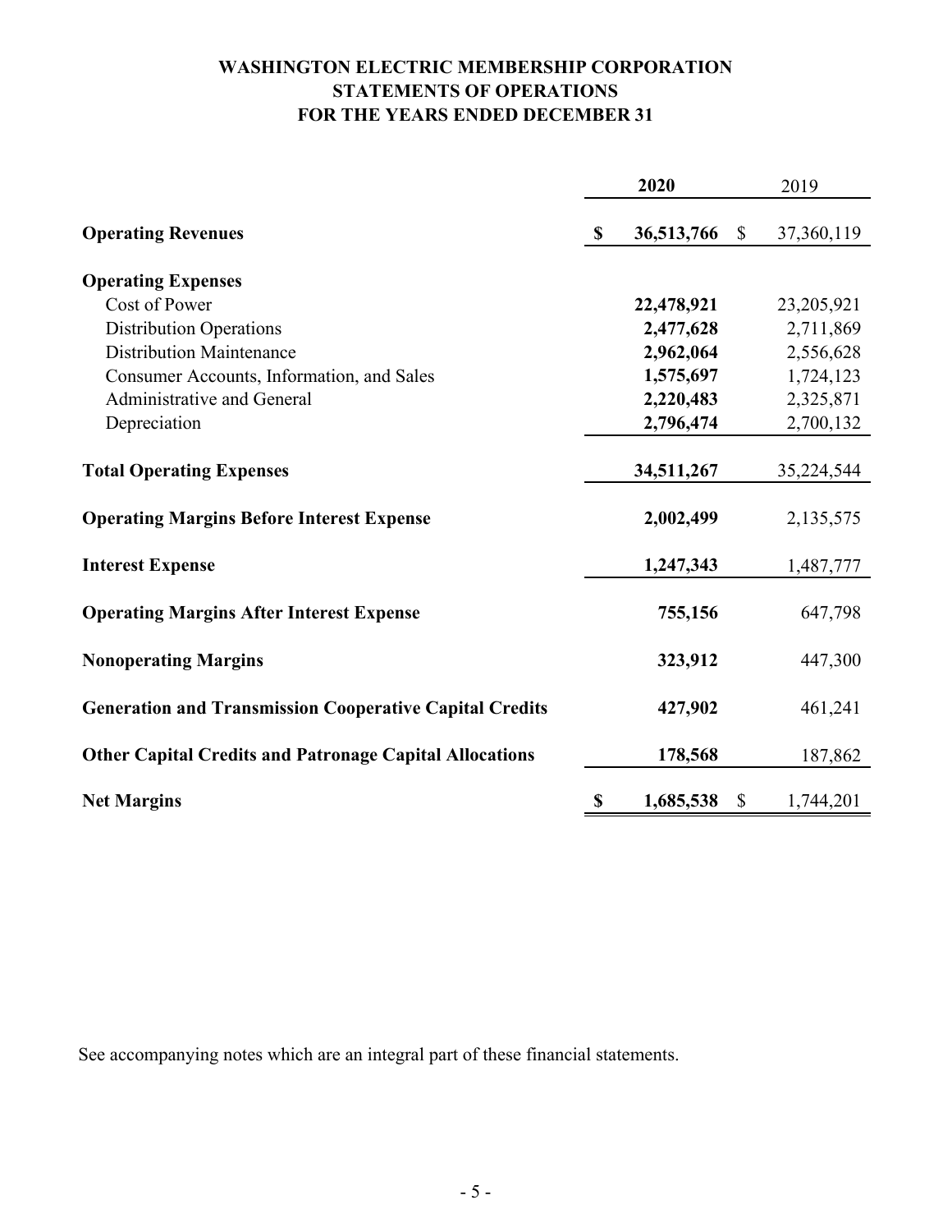# WASHINGTON ELECTRIC MEMBERSHIP CORPORATION
## STATEMENTS OF OPERATIONS
## FOR THE YEARS ENDED DECEMBER 31

| | 2020 | 2019 |
|---|---|---|
| **Operating Revenues** | **$ 36,513,766** | $ 37,360,119 |
| **Operating Expenses** | | |
| Cost of Power | **22,478,921** | 23,205,921 |
| Distribution Operations | **2,477,628** | 2,711,869 |
| Distribution Maintenance | **2,962,064** | 2,556,628 |
| Consumer Accounts, Information, and Sales | **1,575,697** | 1,724,123 |
| Administrative and General | **2,220,483** | 2,325,871 |
| Depreciation | **2,796,474** | 2,700,132 |
| **Total Operating Expenses** | **34,511,267** | 35,224,544 |
| **Operating Margins Before Interest Expense** | **2,002,499** | 2,135,575 |
| **Interest Expense** | **1,247,343** | 1,487,777 |
| **Operating Margins After Interest Expense** | **755,156** | 647,798 |
| **Nonoperating Margins** | **323,912** | 447,300 |
| **Generation and Transmission Cooperative Capital Credits** | **427,902** | 461,241 |
| **Other Capital Credits and Patronage Capital Allocations** | **178,568** | 187,862 |
| **Net Margins** | **$ 1,685,538** | $ 1,744,201 |

See accompanying notes which are an integral part of these financial statements.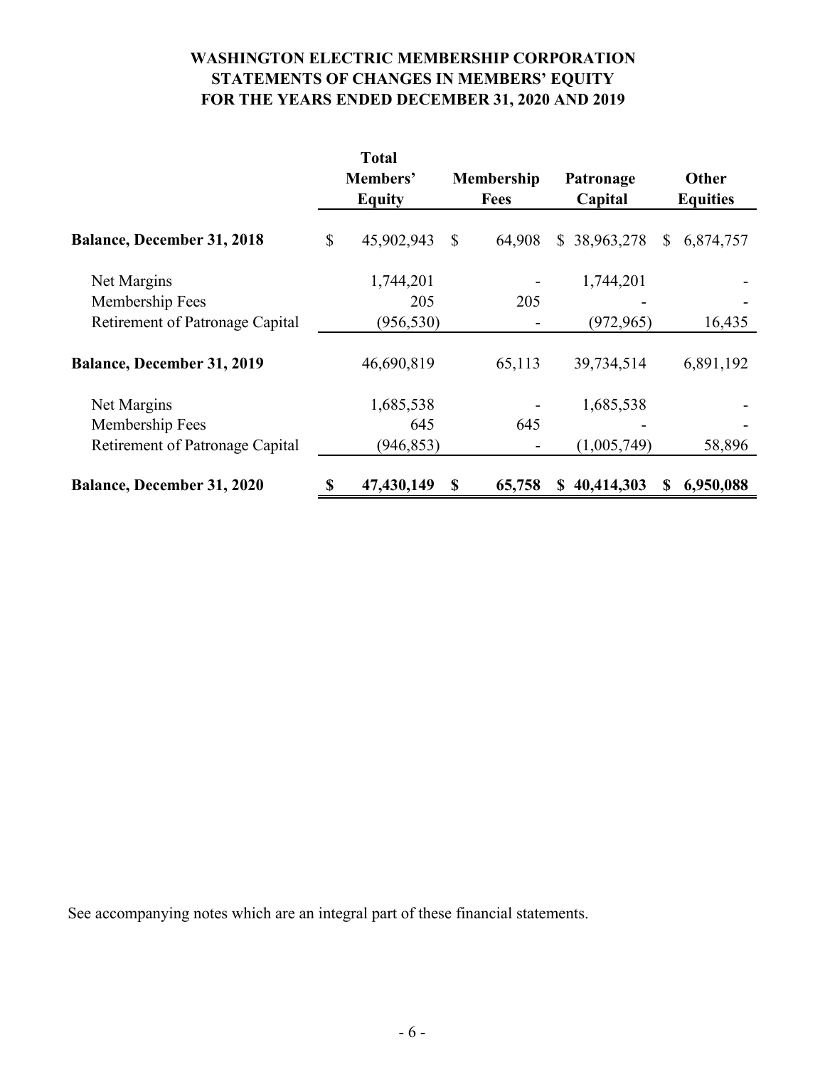# WASHINGTON ELECTRIC MEMBERSHIP CORPORATION
## STATEMENTS OF CHANGES IN MEMBERS' EQUITY
## FOR THE YEARS ENDED DECEMBER 31, 2020 AND 2019

| | Total Members' Equity | Membership Fees | Patronage Capital | Other Equities |
|---|---|---|---|---|
| **Balance, December 31, 2018** | $ 45,902,943 | $ 64,908 | $ 38,963,278 | $ 6,874,757 |
| Net Margins | 1,744,201 | - | 1,744,201 | - |
| Membership Fees | 205 | 205 | - | - |
| Retirement of Patronage Capital | (956,530) | - | (972,965) | 16,435 |
| **Balance, December 31, 2019** | 46,690,819 | 65,113 | 39,734,514 | 6,891,192 |
| Net Margins | 1,685,538 | - | 1,685,538 | - |
| Membership Fees | 645 | 645 | - | - |
| Retirement of Patronage Capital | (946,853) | - | (1,005,749) | 58,896 |
| **Balance, December 31, 2020** | **$ 47,430,149** | **$ 65,758** | **$ 40,414,303** | **$ 6,950,088** |

See accompanying notes which are an integral part of these financial statements.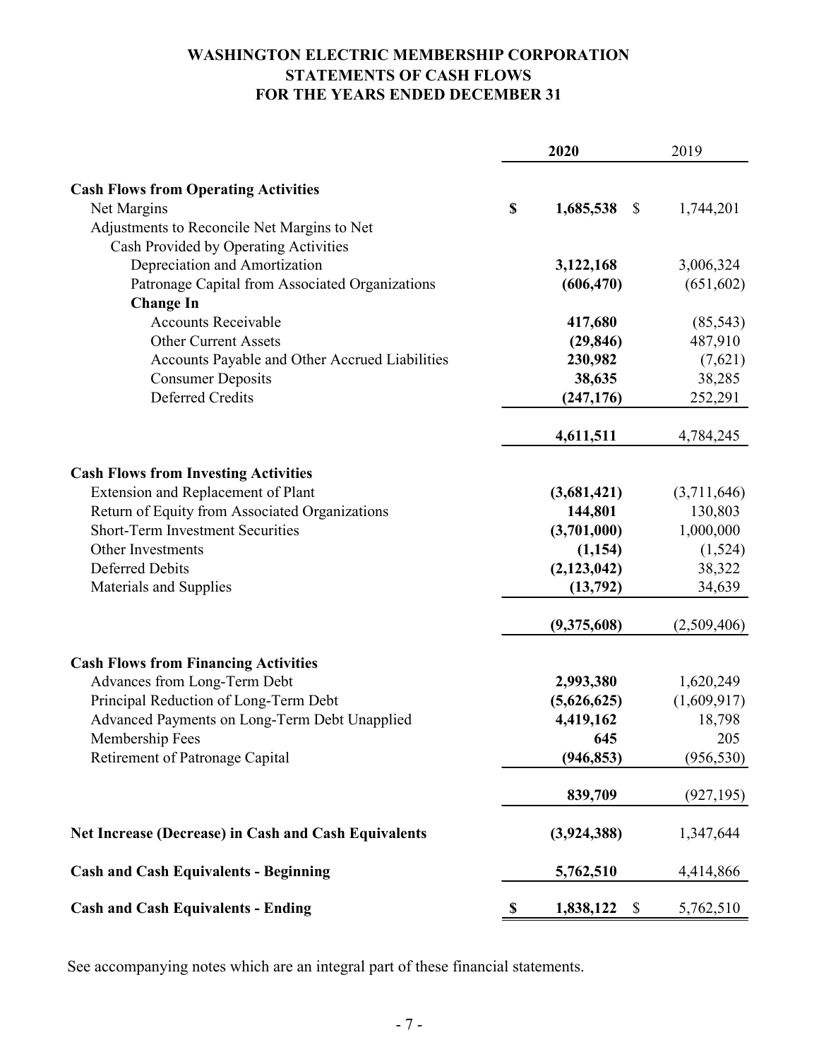# WASHINGTON ELECTRIC MEMBERSHIP CORPORATION
## STATEMENTS OF CASH FLOWS
## FOR THE YEARS ENDED DECEMBER 31

| | 2020 | 2019 |
|---|---|---|
| **Cash Flows from Operating Activities** | | |
| Net Margins | $ 1,685,538 | $ 1,744,201 |
| Adjustments to Reconcile Net Margins to Net Cash Provided by Operating Activities | | |
| Depreciation and Amortization | 3,122,168 | 3,006,324 |
| Patronage Capital from Associated Organizations | (606,470) | (651,602) |
| **Change In** | | |
| Accounts Receivable | 417,680 | (85,543) |
| Other Current Assets | (29,846) | 487,910 |
| Accounts Payable and Other Accrued Liabilities | 230,982 | (7,621) |
| Consumer Deposits | 38,635 | 38,285 |
| Deferred Credits | (247,176) | 252,291 |
| | 4,611,511 | 4,784,245 |
| **Cash Flows from Investing Activities** | | |
| Extension and Replacement of Plant | (3,681,421) | (3,711,646) |
| Return of Equity from Associated Organizations | 144,801 | 130,803 |
| Short-Term Investment Securities | (3,701,000) | 1,000,000 |
| Other Investments | (1,154) | (1,524) |
| Deferred Debits | (2,123,042) | 38,322 |
| Materials and Supplies | (13,792) | 34,639 |
| | (9,375,608) | (2,509,406) |
| **Cash Flows from Financing Activities** | | |
| Advances from Long-Term Debt | 2,993,380 | 1,620,249 |
| Principal Reduction of Long-Term Debt | (5,626,625) | (1,609,917) |
| Advanced Payments on Long-Term Debt Unapplied | 4,419,162 | 18,798 |
| Membership Fees | 645 | 205 |
| Retirement of Patronage Capital | (946,853) | (956,530) |
| | 839,709 | (927,195) |
| **Net Increase (Decrease) in Cash and Cash Equivalents** | (3,924,388) | 1,347,644 |
| **Cash and Cash Equivalents - Beginning** | 5,762,510 | 4,414,866 |
| **Cash and Cash Equivalents - Ending** | $ 1,838,122 | $ 5,762,510 |

See accompanying notes which are an integral part of these financial statements.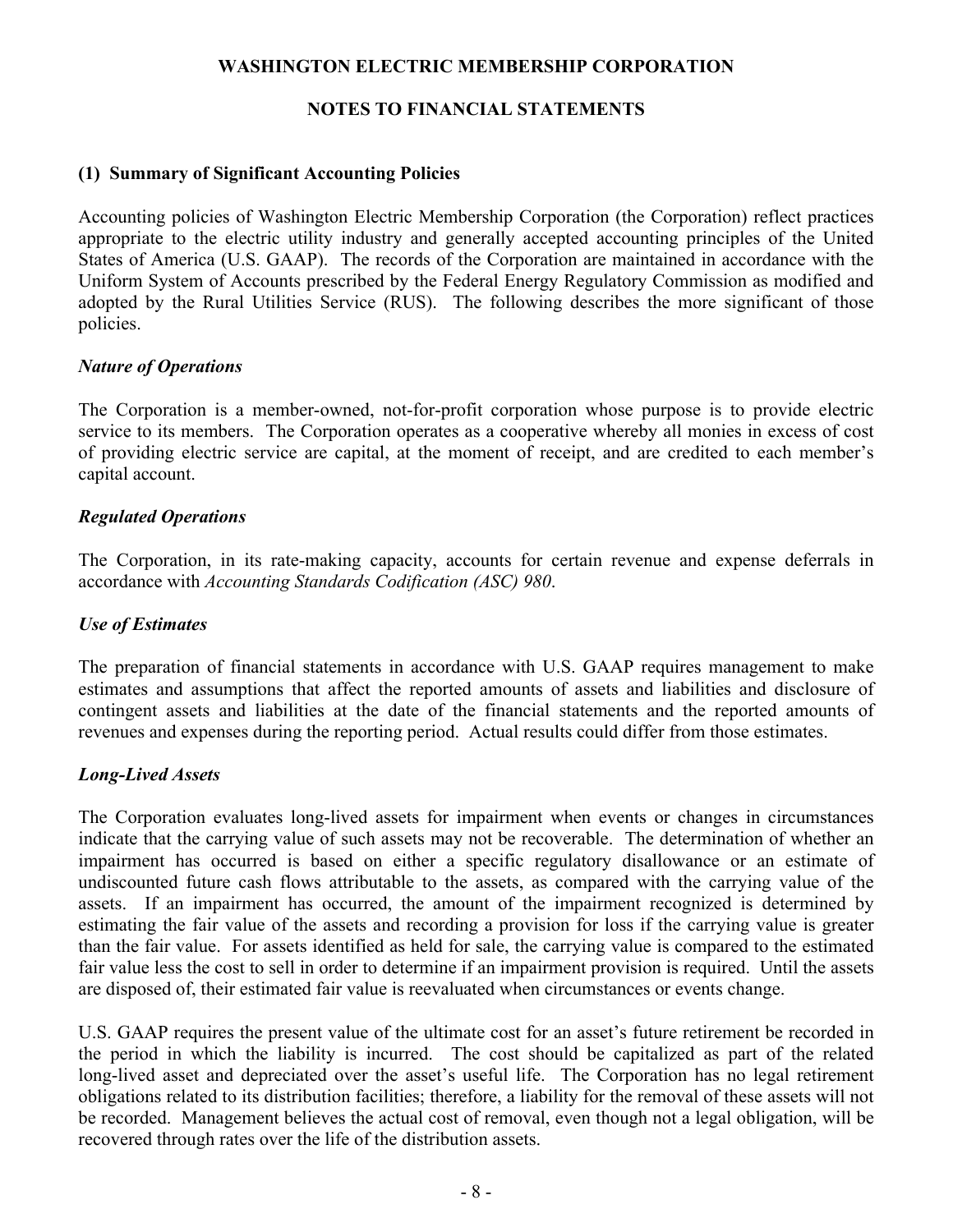# WASHINGTON ELECTRIC MEMBERSHIP CORPORATION

## NOTES TO FINANCIAL STATEMENTS

### (1) Summary of Significant Accounting Policies

Accounting policies of Washington Electric Membership Corporation (the Corporation) reflect practices appropriate to the electric utility industry and generally accepted accounting principles of the United States of America (U.S. GAAP). The records of the Corporation are maintained in accordance with the Uniform System of Accounts prescribed by the Federal Energy Regulatory Commission as modified and adopted by the Rural Utilities Service (RUS). The following describes the more significant of those policies.

***Nature of Operations***

The Corporation is a member-owned, not-for-profit corporation whose purpose is to provide electric service to its members. The Corporation operates as a cooperative whereby all monies in excess of cost of providing electric service are capital, at the moment of receipt, and are credited to each member's capital account.

***Regulated Operations***

The Corporation, in its rate-making capacity, accounts for certain revenue and expense deferrals in accordance with *Accounting Standards Codification (ASC) 980*.

***Use of Estimates***

The preparation of financial statements in accordance with U.S. GAAP requires management to make estimates and assumptions that affect the reported amounts of assets and liabilities and disclosure of contingent assets and liabilities at the date of the financial statements and the reported amounts of revenues and expenses during the reporting period. Actual results could differ from those estimates.

***Long-Lived Assets***

The Corporation evaluates long-lived assets for impairment when events or changes in circumstances indicate that the carrying value of such assets may not be recoverable. The determination of whether an impairment has occurred is based on either a specific regulatory disallowance or an estimate of undiscounted future cash flows attributable to the assets, as compared with the carrying value of the assets. If an impairment has occurred, the amount of the impairment recognized is determined by estimating the fair value of the assets and recording a provision for loss if the carrying value is greater than the fair value. For assets identified as held for sale, the carrying value is compared to the estimated fair value less the cost to sell in order to determine if an impairment provision is required. Until the assets are disposed of, their estimated fair value is reevaluated when circumstances or events change.

U.S. GAAP requires the present value of the ultimate cost for an asset's future retirement be recorded in the period in which the liability is incurred. The cost should be capitalized as part of the related long-lived asset and depreciated over the asset's useful life. The Corporation has no legal retirement obligations related to its distribution facilities; therefore, a liability for the removal of these assets will not be recorded. Management believes the actual cost of removal, even though not a legal obligation, will be recovered through rates over the life of the distribution assets.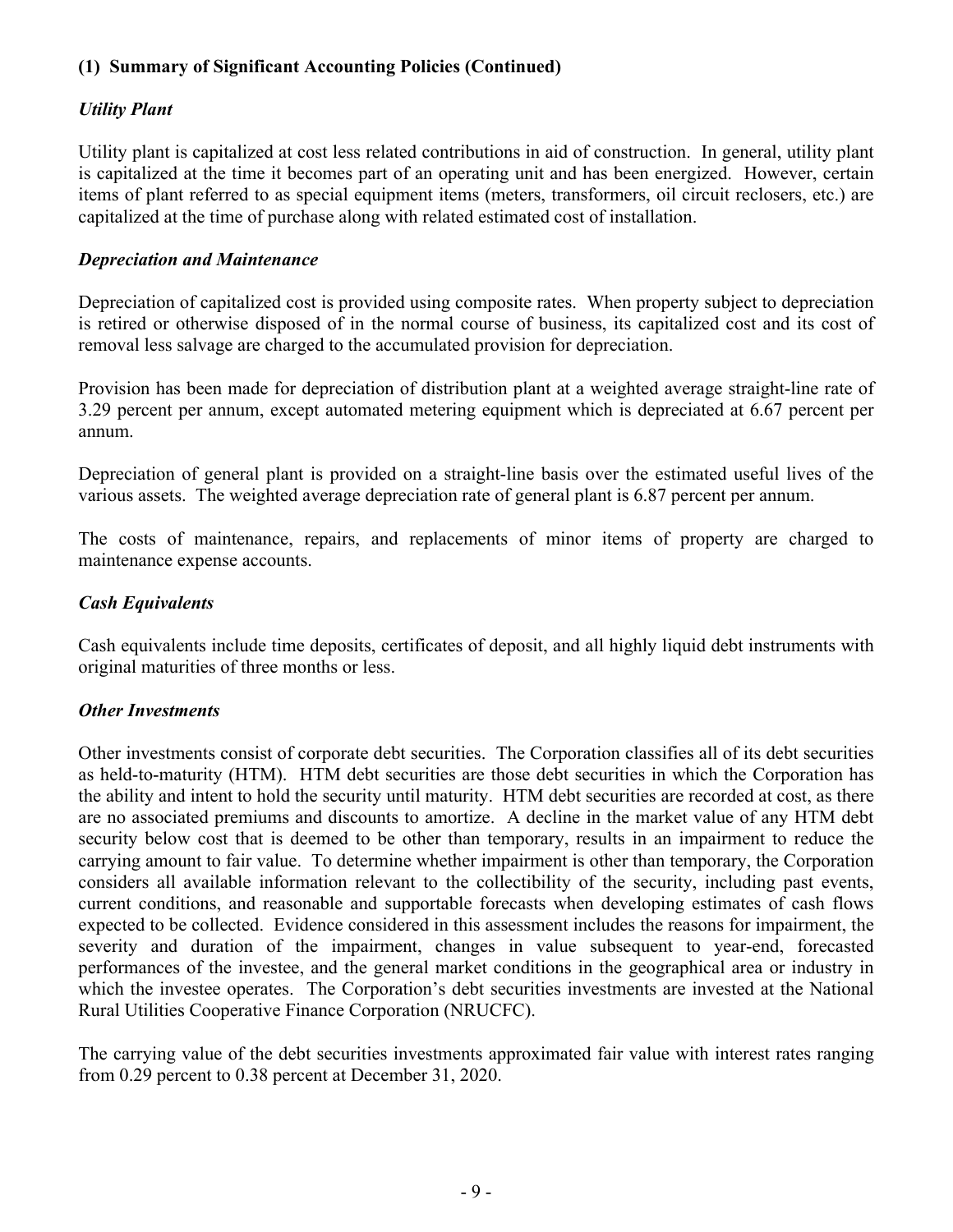## (1) Summary of Significant Accounting Policies (Continued)

### *Utility Plant*

Utility plant is capitalized at cost less related contributions in aid of construction. In general, utility plant is capitalized at the time it becomes part of an operating unit and has been energized. However, certain items of plant referred to as special equipment items (meters, transformers, oil circuit reclosers, etc.) are capitalized at the time of purchase along with related estimated cost of installation.

### *Depreciation and Maintenance*

Depreciation of capitalized cost is provided using composite rates. When property subject to depreciation is retired or otherwise disposed of in the normal course of business, its capitalized cost and its cost of removal less salvage are charged to the accumulated provision for depreciation.

Provision has been made for depreciation of distribution plant at a weighted average straight-line rate of 3.29 percent per annum, except automated metering equipment which is depreciated at 6.67 percent per annum.

Depreciation of general plant is provided on a straight-line basis over the estimated useful lives of the various assets. The weighted average depreciation rate of general plant is 6.87 percent per annum.

The costs of maintenance, repairs, and replacements of minor items of property are charged to maintenance expense accounts.

### *Cash Equivalents*

Cash equivalents include time deposits, certificates of deposit, and all highly liquid debt instruments with original maturities of three months or less.

### *Other Investments*

Other investments consist of corporate debt securities. The Corporation classifies all of its debt securities as held-to-maturity (HTM). HTM debt securities are those debt securities in which the Corporation has the ability and intent to hold the security until maturity. HTM debt securities are recorded at cost, as there are no associated premiums and discounts to amortize. A decline in the market value of any HTM debt security below cost that is deemed to be other than temporary, results in an impairment to reduce the carrying amount to fair value. To determine whether impairment is other than temporary, the Corporation considers all available information relevant to the collectibility of the security, including past events, current conditions, and reasonable and supportable forecasts when developing estimates of cash flows expected to be collected. Evidence considered in this assessment includes the reasons for impairment, the severity and duration of the impairment, changes in value subsequent to year-end, forecasted performances of the investee, and the general market conditions in the geographical area or industry in which the investee operates. The Corporation's debt securities investments are invested at the National Rural Utilities Cooperative Finance Corporation (NRUCFC).

The carrying value of the debt securities investments approximated fair value with interest rates ranging from 0.29 percent to 0.38 percent at December 31, 2020.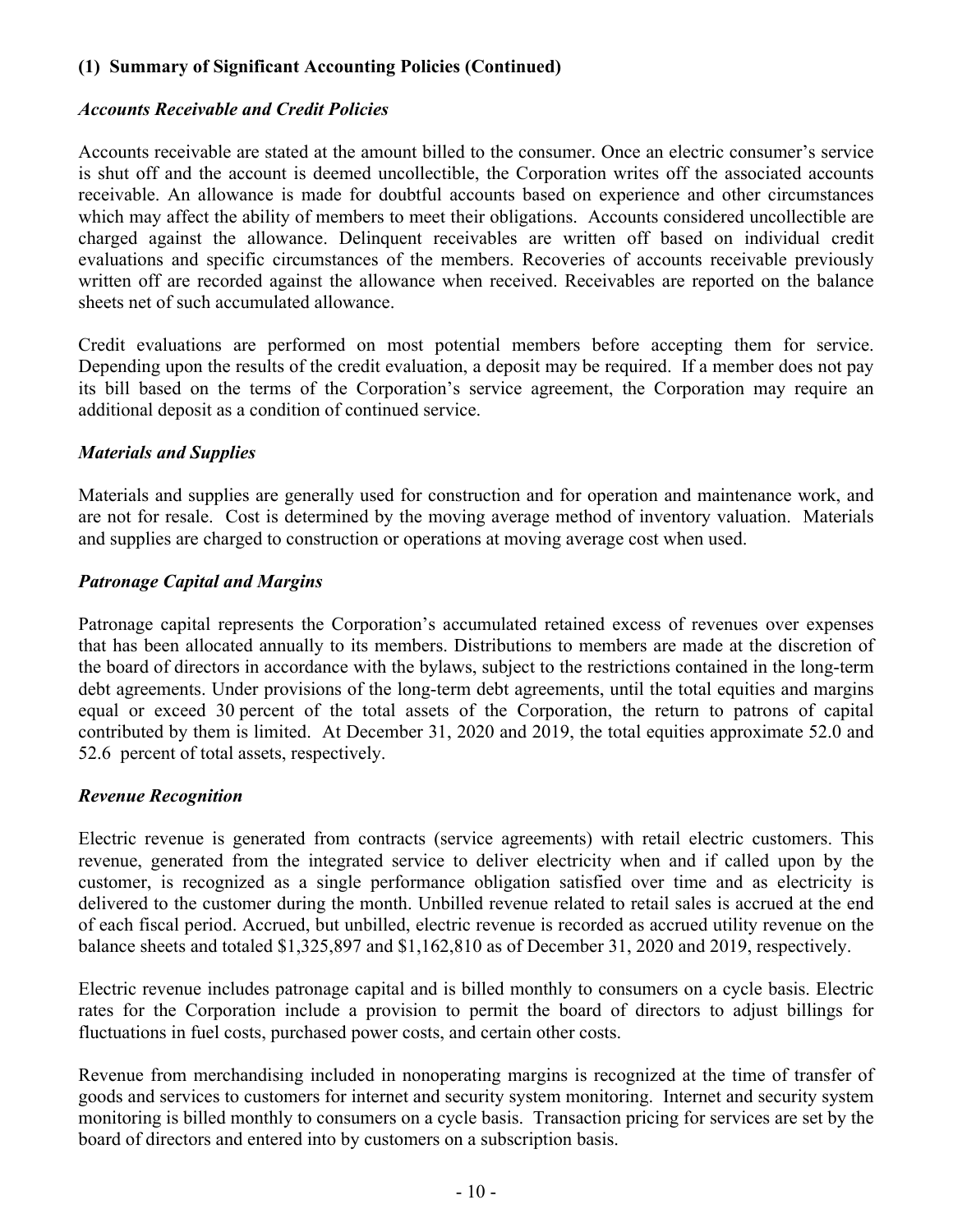### (1) Summary of Significant Accounting Policies (Continued)

***Accounts Receivable and Credit Policies***

Accounts receivable are stated at the amount billed to the consumer. Once an electric consumer's service is shut off and the account is deemed uncollectible, the Corporation writes off the associated accounts receivable. An allowance is made for doubtful accounts based on experience and other circumstances which may affect the ability of members to meet their obligations. Accounts considered uncollectible are charged against the allowance. Delinquent receivables are written off based on individual credit evaluations and specific circumstances of the members. Recoveries of accounts receivable previously written off are recorded against the allowance when received. Receivables are reported on the balance sheets net of such accumulated allowance.

Credit evaluations are performed on most potential members before accepting them for service. Depending upon the results of the credit evaluation, a deposit may be required. If a member does not pay its bill based on the terms of the Corporation's service agreement, the Corporation may require an additional deposit as a condition of continued service.

***Materials and Supplies***

Materials and supplies are generally used for construction and for operation and maintenance work, and are not for resale. Cost is determined by the moving average method of inventory valuation. Materials and supplies are charged to construction or operations at moving average cost when used.

***Patronage Capital and Margins***

Patronage capital represents the Corporation's accumulated retained excess of revenues over expenses that has been allocated annually to its members. Distributions to members are made at the discretion of the board of directors in accordance with the bylaws, subject to the restrictions contained in the long-term debt agreements. Under provisions of the long-term debt agreements, until the total equities and margins equal or exceed 30 percent of the total assets of the Corporation, the return to patrons of capital contributed by them is limited. At December 31, 2020 and 2019, the total equities approximate 52.0 and 52.6 percent of total assets, respectively.

***Revenue Recognition***

Electric revenue is generated from contracts (service agreements) with retail electric customers. This revenue, generated from the integrated service to deliver electricity when and if called upon by the customer, is recognized as a single performance obligation satisfied over time and as electricity is delivered to the customer during the month. Unbilled revenue related to retail sales is accrued at the end of each fiscal period. Accrued, but unbilled, electric revenue is recorded as accrued utility revenue on the balance sheets and totaled $1,325,897 and $1,162,810 as of December 31, 2020 and 2019, respectively.

Electric revenue includes patronage capital and is billed monthly to consumers on a cycle basis. Electric rates for the Corporation include a provision to permit the board of directors to adjust billings for fluctuations in fuel costs, purchased power costs, and certain other costs.

Revenue from merchandising included in nonoperating margins is recognized at the time of transfer of goods and services to customers for internet and security system monitoring. Internet and security system monitoring is billed monthly to consumers on a cycle basis. Transaction pricing for services are set by the board of directors and entered into by customers on a subscription basis.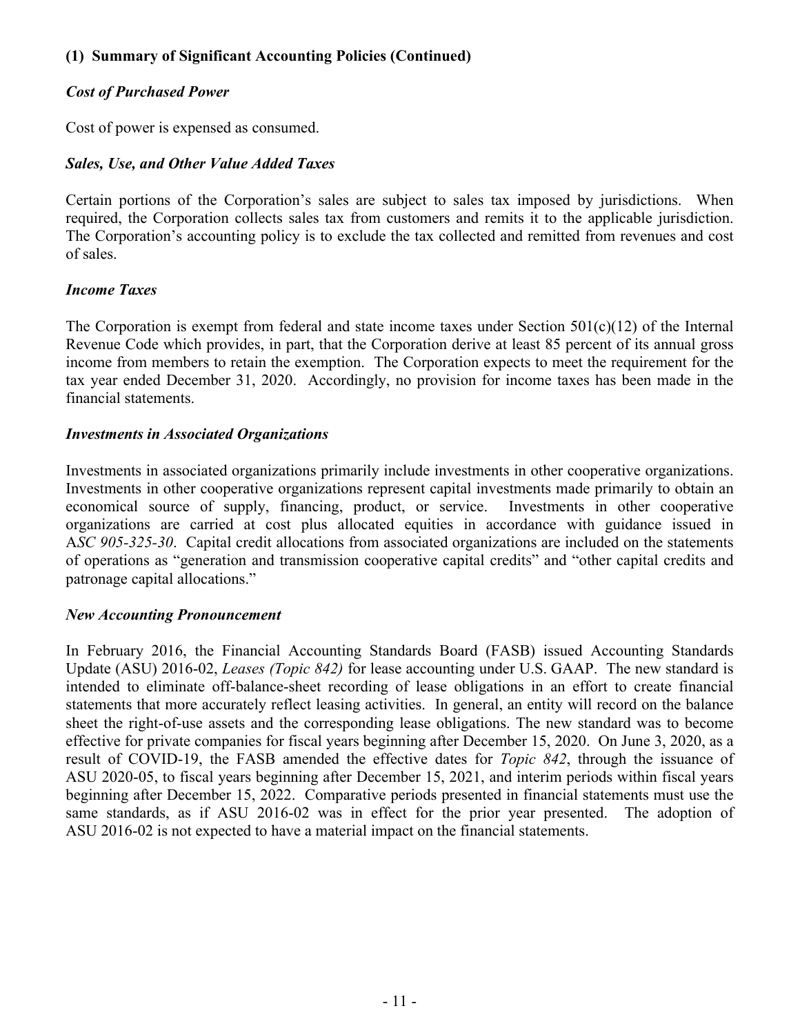### (1) Summary of Significant Accounting Policies (Continued)

***Cost of Purchased Power***

Cost of power is expensed as consumed.

***Sales, Use, and Other Value Added Taxes***

Certain portions of the Corporation's sales are subject to sales tax imposed by jurisdictions. When required, the Corporation collects sales tax from customers and remits it to the applicable jurisdiction. The Corporation's accounting policy is to exclude the tax collected and remitted from revenues and cost of sales.

***Income Taxes***

The Corporation is exempt from federal and state income taxes under Section 501(c)(12) of the Internal Revenue Code which provides, in part, that the Corporation derive at least 85 percent of its annual gross income from members to retain the exemption. The Corporation expects to meet the requirement for the tax year ended December 31, 2020. Accordingly, no provision for income taxes has been made in the financial statements.

***Investments in Associated Organizations***

Investments in associated organizations primarily include investments in other cooperative organizations. Investments in other cooperative organizations represent capital investments made primarily to obtain an economical source of supply, financing, product, or service. Investments in other cooperative organizations are carried at cost plus allocated equities in accordance with guidance issued in A*SC 905-325-30*. Capital credit allocations from associated organizations are included on the statements of operations as "generation and transmission cooperative capital credits" and "other capital credits and patronage capital allocations."

***New Accounting Pronouncement***

In February 2016, the Financial Accounting Standards Board (FASB) issued Accounting Standards Update (ASU) 2016-02, *Leases (Topic 842)* for lease accounting under U.S. GAAP. The new standard is intended to eliminate off-balance-sheet recording of lease obligations in an effort to create financial statements that more accurately reflect leasing activities. In general, an entity will record on the balance sheet the right-of-use assets and the corresponding lease obligations. The new standard was to become effective for private companies for fiscal years beginning after December 15, 2020. On June 3, 2020, as a result of COVID-19, the FASB amended the effective dates for *Topic 842*, through the issuance of ASU 2020-05, to fiscal years beginning after December 15, 2021, and interim periods within fiscal years beginning after December 15, 2022. Comparative periods presented in financial statements must use the same standards, as if ASU 2016-02 was in effect for the prior year presented. The adoption of ASU 2016-02 is not expected to have a material impact on the financial statements.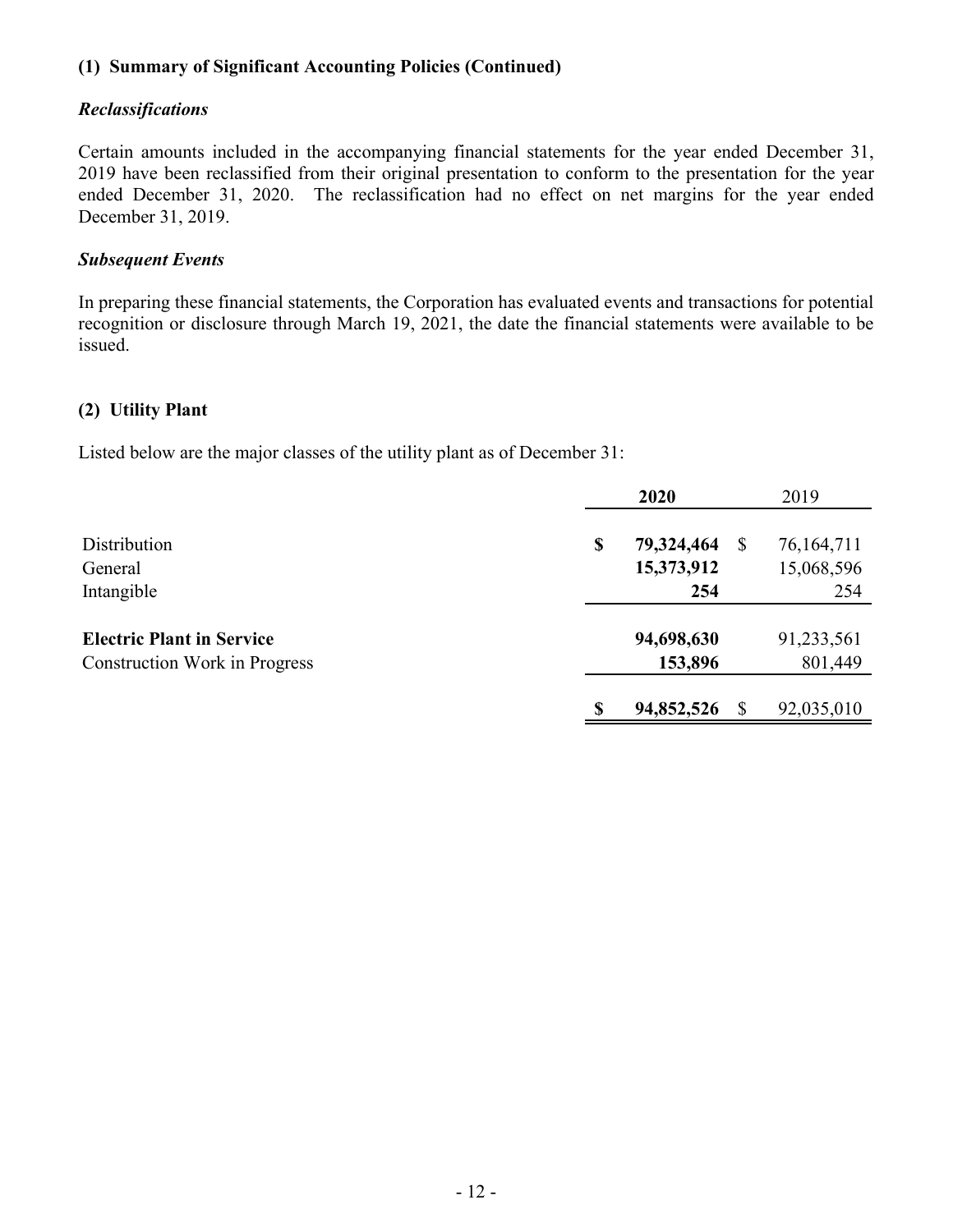### (1) Summary of Significant Accounting Policies (Continued)

#### *Reclassifications*

Certain amounts included in the accompanying financial statements for the year ended December 31, 2019 have been reclassified from their original presentation to conform to the presentation for the year ended December 31, 2020. The reclassification had no effect on net margins for the year ended December 31, 2019.

#### *Subsequent Events*

In preparing these financial statements, the Corporation has evaluated events and transactions for potential recognition or disclosure through March 19, 2021, the date the financial statements were available to be issued.

### (2) Utility Plant

Listed below are the major classes of the utility plant as of December 31:

| | **2020** | 2019 |
|---|---|---|
| Distribution | **$ 79,324,464** | $ 76,164,711 |
| General | **15,373,912** | 15,068,596 |
| Intangible | **254** | 254 |
| **Electric Plant in Service** | **94,698,630** | 91,233,561 |
| Construction Work in Progress | **153,896** | 801,449 |
| | **$ 94,852,526** | $ 92,035,010 |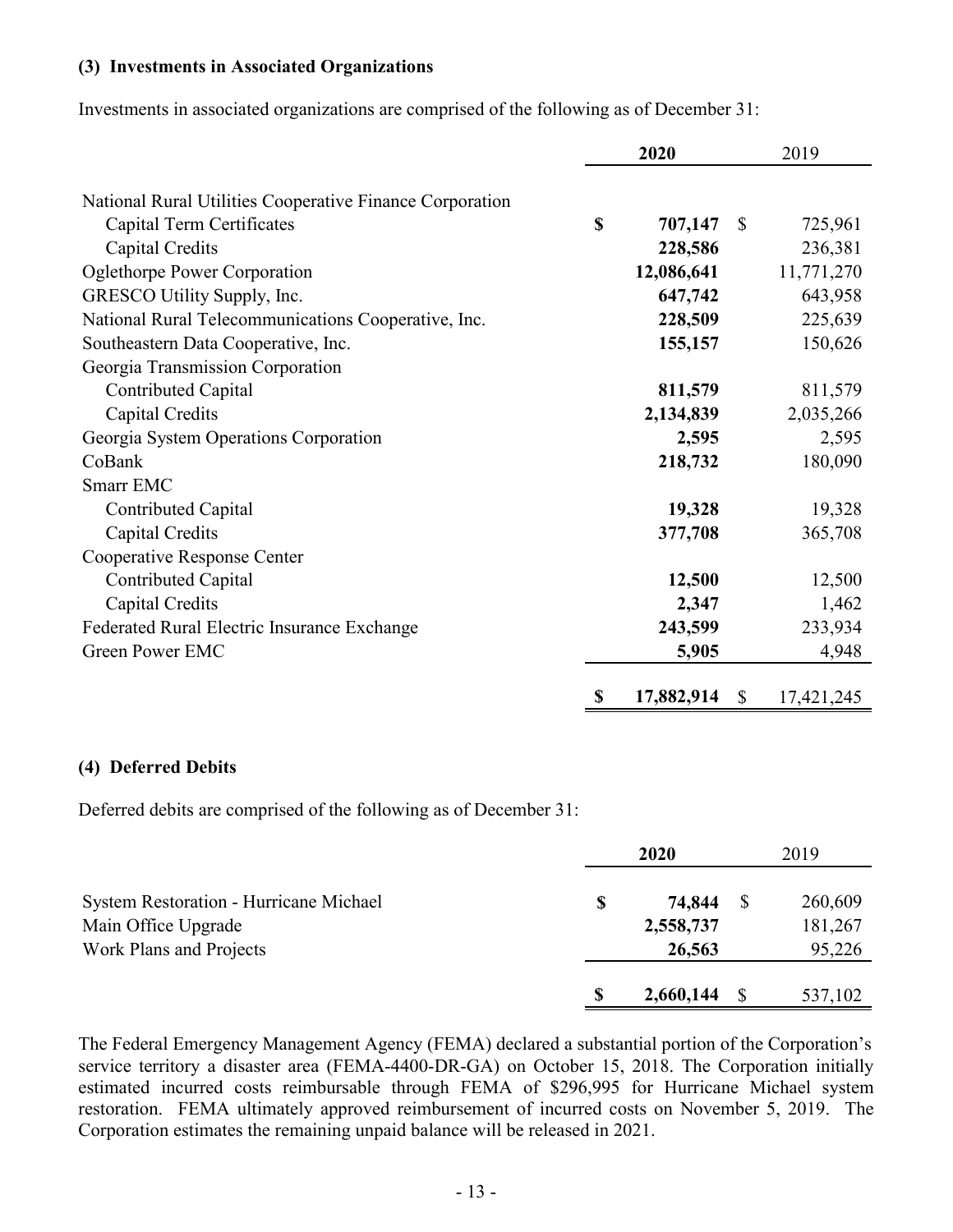### (3) Investments in Associated Organizations

Investments in associated organizations are comprised of the following as of December 31:

| | 2020 | 2019 |
|---|---|---|
| National Rural Utilities Cooperative Finance Corporation | | |
| Capital Term Certificates | **$ 707,147** | $ 725,961 |
| Capital Credits | **228,586** | 236,381 |
| Oglethorpe Power Corporation | **12,086,641** | 11,771,270 |
| GRESCO Utility Supply, Inc. | **647,742** | 643,958 |
| National Rural Telecommunications Cooperative, Inc. | **228,509** | 225,639 |
| Southeastern Data Cooperative, Inc. | **155,157** | 150,626 |
| Georgia Transmission Corporation | | |
| Contributed Capital | **811,579** | 811,579 |
| Capital Credits | **2,134,839** | 2,035,266 |
| Georgia System Operations Corporation | **2,595** | 2,595 |
| CoBank | **218,732** | 180,090 |
| Smarr EMC | | |
| Contributed Capital | **19,328** | 19,328 |
| Capital Credits | **377,708** | 365,708 |
| Cooperative Response Center | | |
| Contributed Capital | **12,500** | 12,500 |
| Capital Credits | **2,347** | 1,462 |
| Federated Rural Electric Insurance Exchange | **243,599** | 233,934 |
| Green Power EMC | **5,905** | 4,948 |
| | **$ 17,882,914** | $ 17,421,245 |

### (4) Deferred Debits

Deferred debits are comprised of the following as of December 31:

| | 2020 | 2019 |
|---|---|---|
| System Restoration - Hurricane Michael | **$ 74,844** | $ 260,609 |
| Main Office Upgrade | **2,558,737** | 181,267 |
| Work Plans and Projects | **26,563** | 95,226 |
| | **$ 2,660,144** | $ 537,102 |

The Federal Emergency Management Agency (FEMA) declared a substantial portion of the Corporation's service territory a disaster area (FEMA-4400-DR-GA) on October 15, 2018. The Corporation initially estimated incurred costs reimbursable through FEMA of $296,995 for Hurricane Michael system restoration. FEMA ultimately approved reimbursement of incurred costs on November 5, 2019. The Corporation estimates the remaining unpaid balance will be released in 2021.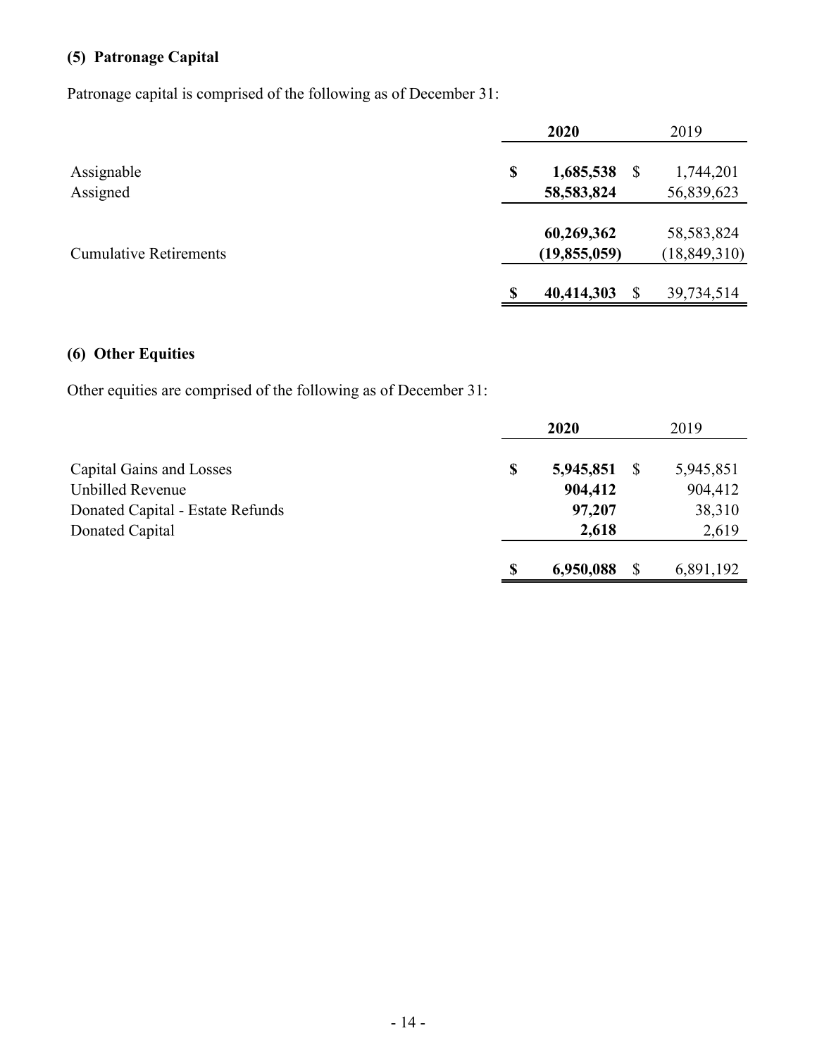## (5) Patronage Capital

Patronage capital is comprised of the following as of December 31:

| | **2020** | 2019 |
|---|---|---|
| Assignable | **$ 1,685,538** | $ 1,744,201 |
| Assigned | **58,583,824** | 56,839,623 |
| | **60,269,362** | 58,583,824 |
| Cumulative Retirements | **(19,855,059)** | (18,849,310) |
| | **$ 40,414,303** | $ 39,734,514 |

## (6) Other Equities

Other equities are comprised of the following as of December 31:

| | **2020** | 2019 |
|---|---|---|
| Capital Gains and Losses | **$ 5,945,851** | $ 5,945,851 |
| Unbilled Revenue | **904,412** | 904,412 |
| Donated Capital - Estate Refunds | **97,207** | 38,310 |
| Donated Capital | **2,618** | 2,619 |
| | **$ 6,950,088** | $ 6,891,192 |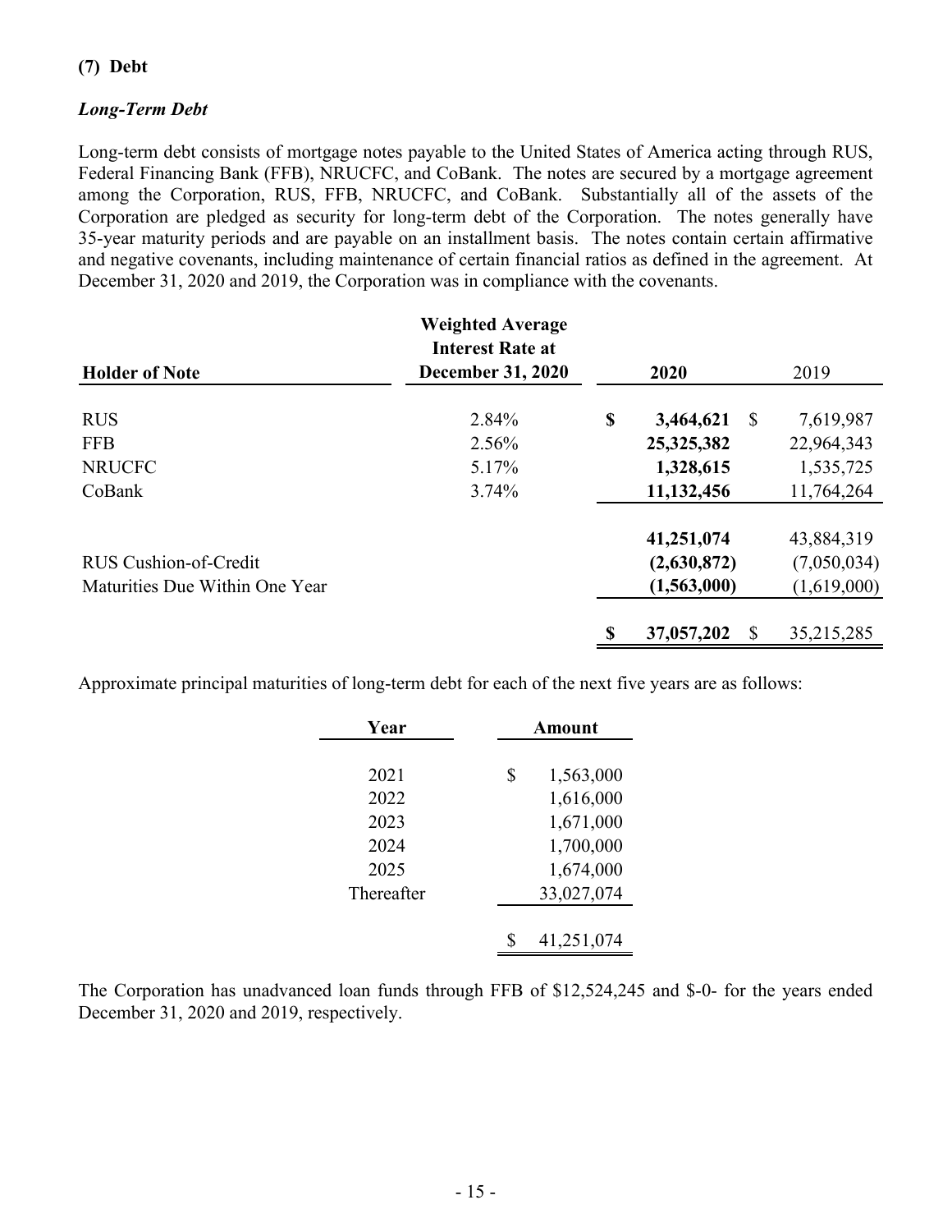## (7) Debt

### *Long-Term Debt*

Long-term debt consists of mortgage notes payable to the United States of America acting through RUS, Federal Financing Bank (FFB), NRUCFC, and CoBank. The notes are secured by a mortgage agreement among the Corporation, RUS, FFB, NRUCFC, and CoBank. Substantially all of the assets of the Corporation are pledged as security for long-term debt of the Corporation. The notes generally have 35-year maturity periods and are payable on an installment basis. The notes contain certain affirmative and negative covenants, including maintenance of certain financial ratios as defined in the agreement. At December 31, 2020 and 2019, the Corporation was in compliance with the covenants.

| Holder of Note | Weighted Average Interest Rate at December 31, 2020 | 2020 | 2019 |
|---|---|---|---|
| RUS | 2.84% | **$ 3,464,621** | $ 7,619,987 |
| FFB | 2.56% | **25,325,382** | 22,964,343 |
| NRUCFC | 5.17% | **1,328,615** | 1,535,725 |
| CoBank | 3.74% | **11,132,456** | 11,764,264 |
| | | **41,251,074** | 43,884,319 |
| RUS Cushion-of-Credit | | **(2,630,872)** | (7,050,034) |
| Maturities Due Within One Year | | **(1,563,000)** | (1,619,000) |
| | | **$ 37,057,202** | $ 35,215,285 |

Approximate principal maturities of long-term debt for each of the next five years are as follows:

| Year | Amount |
|---|---|
| 2021 | $ 1,563,000 |
| 2022 | 1,616,000 |
| 2023 | 1,671,000 |
| 2024 | 1,700,000 |
| 2025 | 1,674,000 |
| Thereafter | 33,027,074 |
| | $ 41,251,074 |

The Corporation has unadvanced loan funds through FFB of $12,524,245 and $-0- for the years ended December 31, 2020 and 2019, respectively.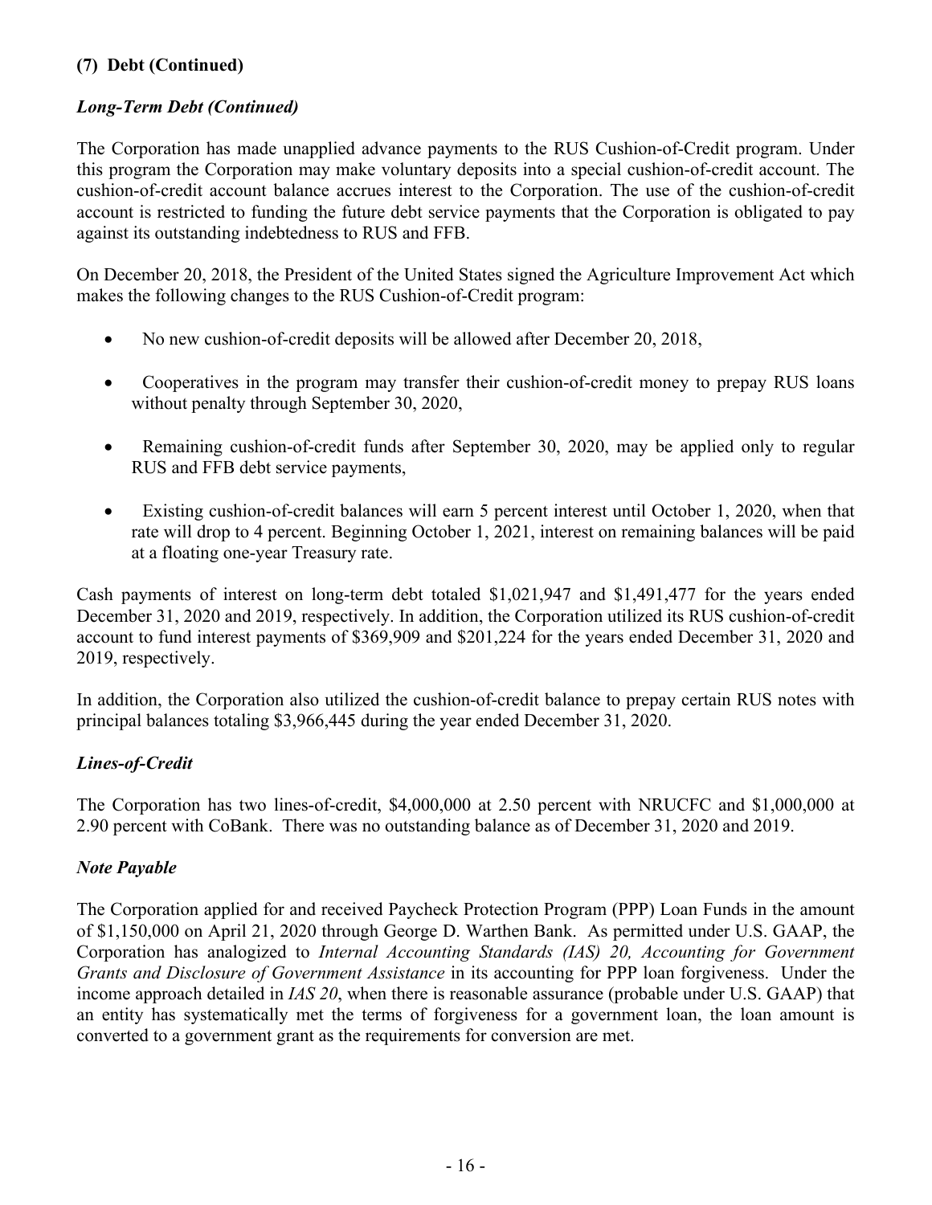### (7) Debt (Continued)

#### *Long-Term Debt (Continued)*

The Corporation has made unapplied advance payments to the RUS Cushion-of-Credit program. Under this program the Corporation may make voluntary deposits into a special cushion-of-credit account. The cushion-of-credit account balance accrues interest to the Corporation. The use of the cushion-of-credit account is restricted to funding the future debt service payments that the Corporation is obligated to pay against its outstanding indebtedness to RUS and FFB.

On December 20, 2018, the President of the United States signed the Agriculture Improvement Act which makes the following changes to the RUS Cushion-of-Credit program:

- No new cushion-of-credit deposits will be allowed after December 20, 2018,
- Cooperatives in the program may transfer their cushion-of-credit money to prepay RUS loans without penalty through September 30, 2020,
- Remaining cushion-of-credit funds after September 30, 2020, may be applied only to regular RUS and FFB debt service payments,
- Existing cushion-of-credit balances will earn 5 percent interest until October 1, 2020, when that rate will drop to 4 percent. Beginning October 1, 2021, interest on remaining balances will be paid at a floating one-year Treasury rate.

Cash payments of interest on long-term debt totaled $1,021,947 and $1,491,477 for the years ended December 31, 2020 and 2019, respectively. In addition, the Corporation utilized its RUS cushion-of-credit account to fund interest payments of $369,909 and $201,224 for the years ended December 31, 2020 and 2019, respectively.

In addition, the Corporation also utilized the cushion-of-credit balance to prepay certain RUS notes with principal balances totaling $3,966,445 during the year ended December 31, 2020.

#### *Lines-of-Credit*

The Corporation has two lines-of-credit, $4,000,000 at 2.50 percent with NRUCFC and $1,000,000 at 2.90 percent with CoBank. There was no outstanding balance as of December 31, 2020 and 2019.

#### *Note Payable*

The Corporation applied for and received Paycheck Protection Program (PPP) Loan Funds in the amount of $1,150,000 on April 21, 2020 through George D. Warthen Bank. As permitted under U.S. GAAP, the Corporation has analogized to *Internal Accounting Standards (IAS) 20, Accounting for Government Grants and Disclosure of Government Assistance* in its accounting for PPP loan forgiveness. Under the income approach detailed in *IAS 20*, when there is reasonable assurance (probable under U.S. GAAP) that an entity has systematically met the terms of forgiveness for a government loan, the loan amount is converted to a government grant as the requirements for conversion are met.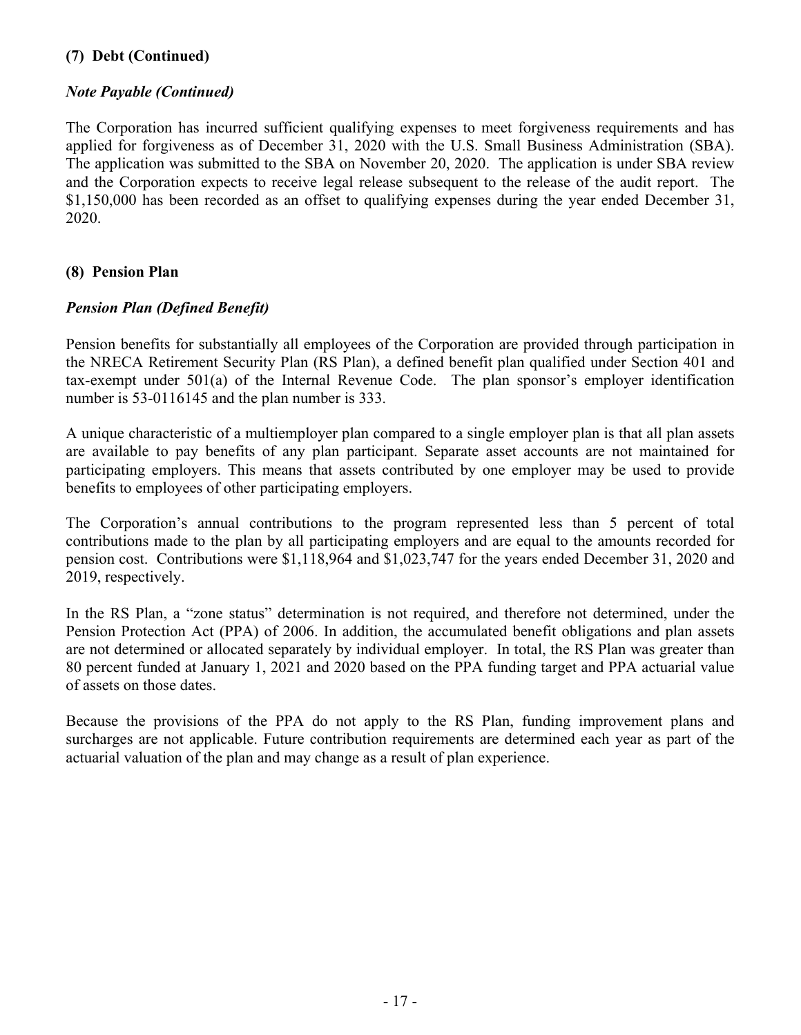## (7) Debt (Continued)

### *Note Payable (Continued)*

The Corporation has incurred sufficient qualifying expenses to meet forgiveness requirements and has applied for forgiveness as of December 31, 2020 with the U.S. Small Business Administration (SBA). The application was submitted to the SBA on November 20, 2020. The application is under SBA review and the Corporation expects to receive legal release subsequent to the release of the audit report. The $1,150,000 has been recorded as an offset to qualifying expenses during the year ended December 31, 2020.

## (8) Pension Plan

### *Pension Plan (Defined Benefit)*

Pension benefits for substantially all employees of the Corporation are provided through participation in the NRECA Retirement Security Plan (RS Plan), a defined benefit plan qualified under Section 401 and tax-exempt under 501(a) of the Internal Revenue Code. The plan sponsor's employer identification number is 53-0116145 and the plan number is 333.

A unique characteristic of a multiemployer plan compared to a single employer plan is that all plan assets are available to pay benefits of any plan participant. Separate asset accounts are not maintained for participating employers. This means that assets contributed by one employer may be used to provide benefits to employees of other participating employers.

The Corporation's annual contributions to the program represented less than 5 percent of total contributions made to the plan by all participating employers and are equal to the amounts recorded for pension cost. Contributions were $1,118,964 and $1,023,747 for the years ended December 31, 2020 and 2019, respectively.

In the RS Plan, a "zone status" determination is not required, and therefore not determined, under the Pension Protection Act (PPA) of 2006. In addition, the accumulated benefit obligations and plan assets are not determined or allocated separately by individual employer. In total, the RS Plan was greater than 80 percent funded at January 1, 2021 and 2020 based on the PPA funding target and PPA actuarial value of assets on those dates.

Because the provisions of the PPA do not apply to the RS Plan, funding improvement plans and surcharges are not applicable. Future contribution requirements are determined each year as part of the actuarial valuation of the plan and may change as a result of plan experience.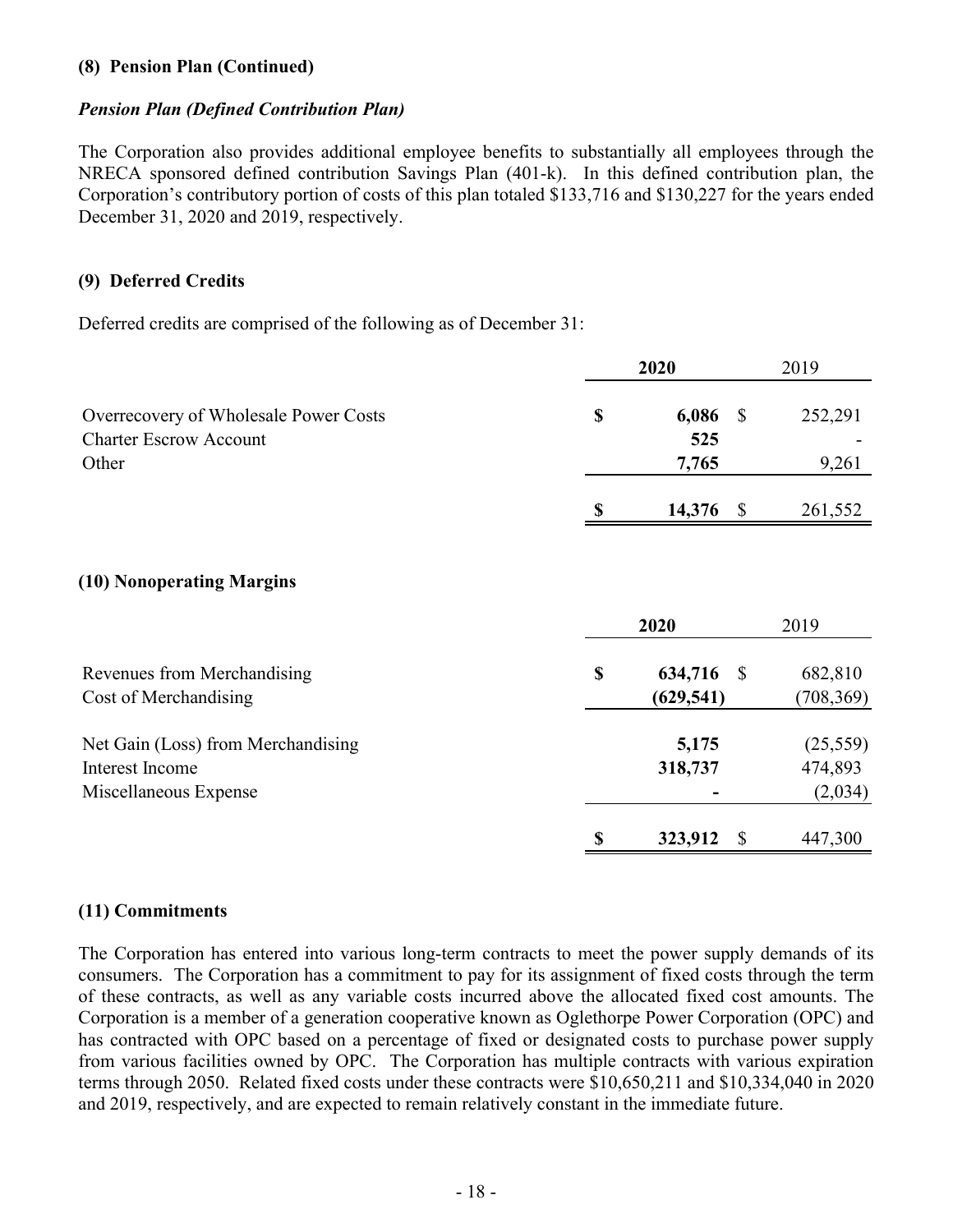### (8) Pension Plan (Continued)

***Pension Plan (Defined Contribution Plan)***

The Corporation also provides additional employee benefits to substantially all employees through the NRECA sponsored defined contribution Savings Plan (401-k). In this defined contribution plan, the Corporation's contributory portion of costs of this plan totaled $133,716 and $130,227 for the years ended December 31, 2020 and 2019, respectively.

### (9) Deferred Credits

Deferred credits are comprised of the following as of December 31:

| | **2020** | 2019 |
|---|---|---|
| Overrecovery of Wholesale Power Costs | **$ 6,086** | $ 252,291 |
| Charter Escrow Account | **525** | - |
| Other | **7,765** | 9,261 |
| | **$ 14,376** | $ 261,552 |

### (10) Nonoperating Margins

| | **2020** | 2019 |
|---|---|---|
| Revenues from Merchandising | **$ 634,716** | $ 682,810 |
| Cost of Merchandising | **(629,541)** | (708,369) |
| Net Gain (Loss) from Merchandising | **5,175** | (25,559) |
| Interest Income | **318,737** | 474,893 |
| Miscellaneous Expense | **-** | (2,034) |
| | **$ 323,912** | $ 447,300 |

### (11) Commitments

The Corporation has entered into various long-term contracts to meet the power supply demands of its consumers. The Corporation has a commitment to pay for its assignment of fixed costs through the term of these contracts, as well as any variable costs incurred above the allocated fixed cost amounts. The Corporation is a member of a generation cooperative known as Oglethorpe Power Corporation (OPC) and has contracted with OPC based on a percentage of fixed or designated costs to purchase power supply from various facilities owned by OPC. The Corporation has multiple contracts with various expiration terms through 2050. Related fixed costs under these contracts were $10,650,211 and $10,334,040 in 2020 and 2019, respectively, and are expected to remain relatively constant in the immediate future.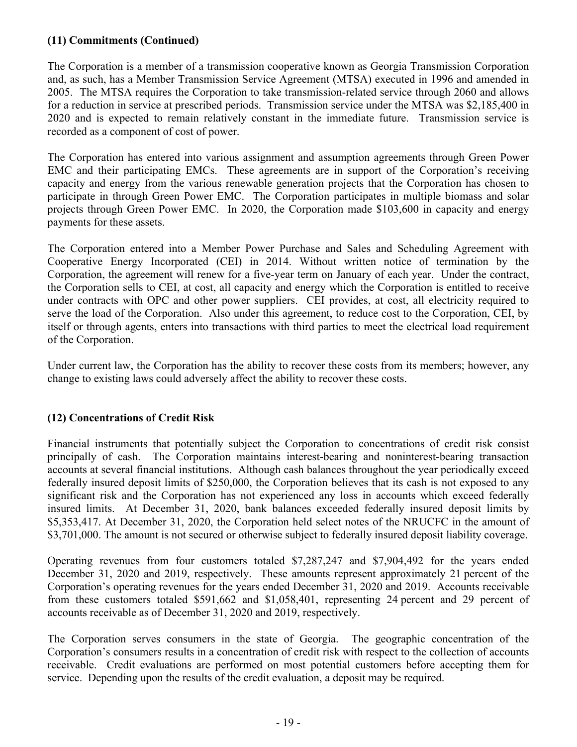## (11) Commitments (Continued)

The Corporation is a member of a transmission cooperative known as Georgia Transmission Corporation and, as such, has a Member Transmission Service Agreement (MTSA) executed in 1996 and amended in 2005. The MTSA requires the Corporation to take transmission-related service through 2060 and allows for a reduction in service at prescribed periods. Transmission service under the MTSA was $2,185,400 in 2020 and is expected to remain relatively constant in the immediate future. Transmission service is recorded as a component of cost of power.

The Corporation has entered into various assignment and assumption agreements through Green Power EMC and their participating EMCs. These agreements are in support of the Corporation's receiving capacity and energy from the various renewable generation projects that the Corporation has chosen to participate in through Green Power EMC. The Corporation participates in multiple biomass and solar projects through Green Power EMC. In 2020, the Corporation made $103,600 in capacity and energy payments for these assets.

The Corporation entered into a Member Power Purchase and Sales and Scheduling Agreement with Cooperative Energy Incorporated (CEI) in 2014. Without written notice of termination by the Corporation, the agreement will renew for a five-year term on January of each year. Under the contract, the Corporation sells to CEI, at cost, all capacity and energy which the Corporation is entitled to receive under contracts with OPC and other power suppliers. CEI provides, at cost, all electricity required to serve the load of the Corporation. Also under this agreement, to reduce cost to the Corporation, CEI, by itself or through agents, enters into transactions with third parties to meet the electrical load requirement of the Corporation.

Under current law, the Corporation has the ability to recover these costs from its members; however, any change to existing laws could adversely affect the ability to recover these costs.

## (12) Concentrations of Credit Risk

Financial instruments that potentially subject the Corporation to concentrations of credit risk consist principally of cash. The Corporation maintains interest-bearing and noninterest-bearing transaction accounts at several financial institutions. Although cash balances throughout the year periodically exceed federally insured deposit limits of $250,000, the Corporation believes that its cash is not exposed to any significant risk and the Corporation has not experienced any loss in accounts which exceed federally insured limits. At December 31, 2020, bank balances exceeded federally insured deposit limits by $5,353,417. At December 31, 2020, the Corporation held select notes of the NRUCFC in the amount of $3,701,000. The amount is not secured or otherwise subject to federally insured deposit liability coverage.

Operating revenues from four customers totaled $7,287,247 and $7,904,492 for the years ended December 31, 2020 and 2019, respectively. These amounts represent approximately 21 percent of the Corporation's operating revenues for the years ended December 31, 2020 and 2019. Accounts receivable from these customers totaled $591,662 and $1,058,401, representing 24 percent and 29 percent of accounts receivable as of December 31, 2020 and 2019, respectively.

The Corporation serves consumers in the state of Georgia. The geographic concentration of the Corporation's consumers results in a concentration of credit risk with respect to the collection of accounts receivable. Credit evaluations are performed on most potential customers before accepting them for service. Depending upon the results of the credit evaluation, a deposit may be required.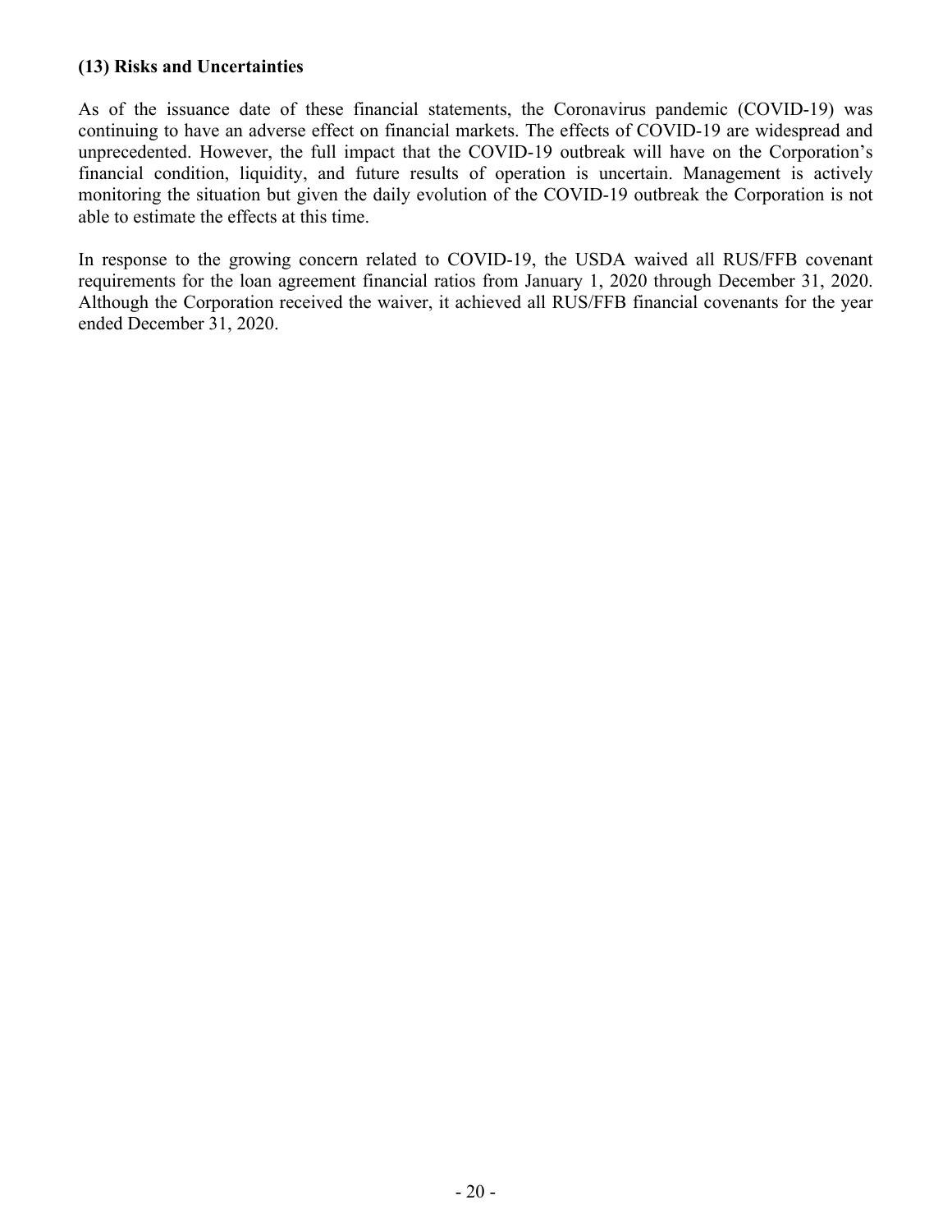### (13) Risks and Uncertainties

As of the issuance date of these financial statements, the Coronavirus pandemic (COVID-19) was continuing to have an adverse effect on financial markets. The effects of COVID-19 are widespread and unprecedented. However, the full impact that the COVID-19 outbreak will have on the Corporation's financial condition, liquidity, and future results of operation is uncertain. Management is actively monitoring the situation but given the daily evolution of the COVID-19 outbreak the Corporation is not able to estimate the effects at this time.

In response to the growing concern related to COVID-19, the USDA waived all RUS/FFB covenant requirements for the loan agreement financial ratios from January 1, 2020 through December 31, 2020. Although the Corporation received the waiver, it achieved all RUS/FFB financial covenants for the year ended December 31, 2020.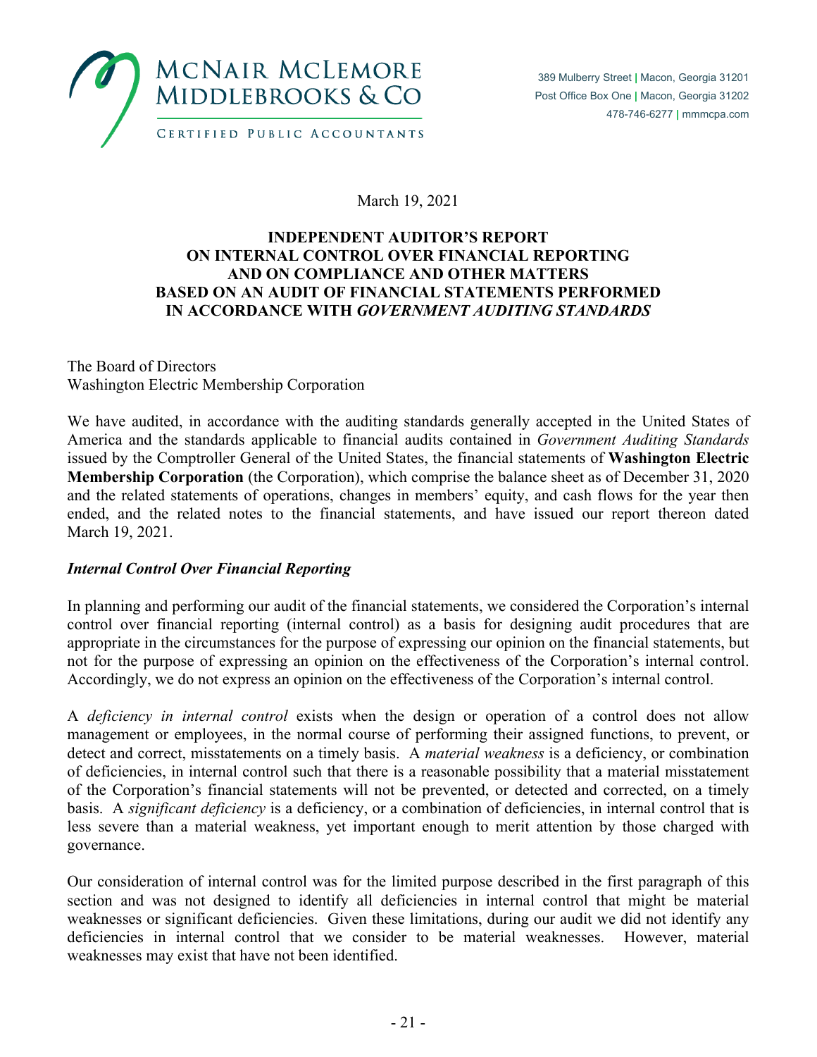**McNair McLemore Middlebrooks & Co**
Certified Public Accountants

389 Mulberry Street | Macon, Georgia 31201
Post Office Box One | Macon, Georgia 31202
478-746-6277 | mmmcpa.com

March 19, 2021

# INDEPENDENT AUDITOR'S REPORT ON INTERNAL CONTROL OVER FINANCIAL REPORTING AND ON COMPLIANCE AND OTHER MATTERS BASED ON AN AUDIT OF FINANCIAL STATEMENTS PERFORMED IN ACCORDANCE WITH *GOVERNMENT AUDITING STANDARDS*

The Board of Directors
Washington Electric Membership Corporation

We have audited, in accordance with the auditing standards generally accepted in the United States of America and the standards applicable to financial audits contained in *Government Auditing Standards* issued by the Comptroller General of the United States, the financial statements of **Washington Electric Membership Corporation** (the Corporation), which comprise the balance sheet as of December 31, 2020 and the related statements of operations, changes in members' equity, and cash flows for the year then ended, and the related notes to the financial statements, and have issued our report thereon dated March 19, 2021.

## *Internal Control Over Financial Reporting*

In planning and performing our audit of the financial statements, we considered the Corporation's internal control over financial reporting (internal control) as a basis for designing audit procedures that are appropriate in the circumstances for the purpose of expressing our opinion on the financial statements, but not for the purpose of expressing an opinion on the effectiveness of the Corporation's internal control. Accordingly, we do not express an opinion on the effectiveness of the Corporation's internal control.

A *deficiency in internal control* exists when the design or operation of a control does not allow management or employees, in the normal course of performing their assigned functions, to prevent, or detect and correct, misstatements on a timely basis. A *material weakness* is a deficiency, or combination of deficiencies, in internal control such that there is a reasonable possibility that a material misstatement of the Corporation's financial statements will not be prevented, or detected and corrected, on a timely basis. A *significant deficiency* is a deficiency, or a combination of deficiencies, in internal control that is less severe than a material weakness, yet important enough to merit attention by those charged with governance.

Our consideration of internal control was for the limited purpose described in the first paragraph of this section and was not designed to identify all deficiencies in internal control that might be material weaknesses or significant deficiencies. Given these limitations, during our audit we did not identify any deficiencies in internal control that we consider to be material weaknesses. However, material weaknesses may exist that have not been identified.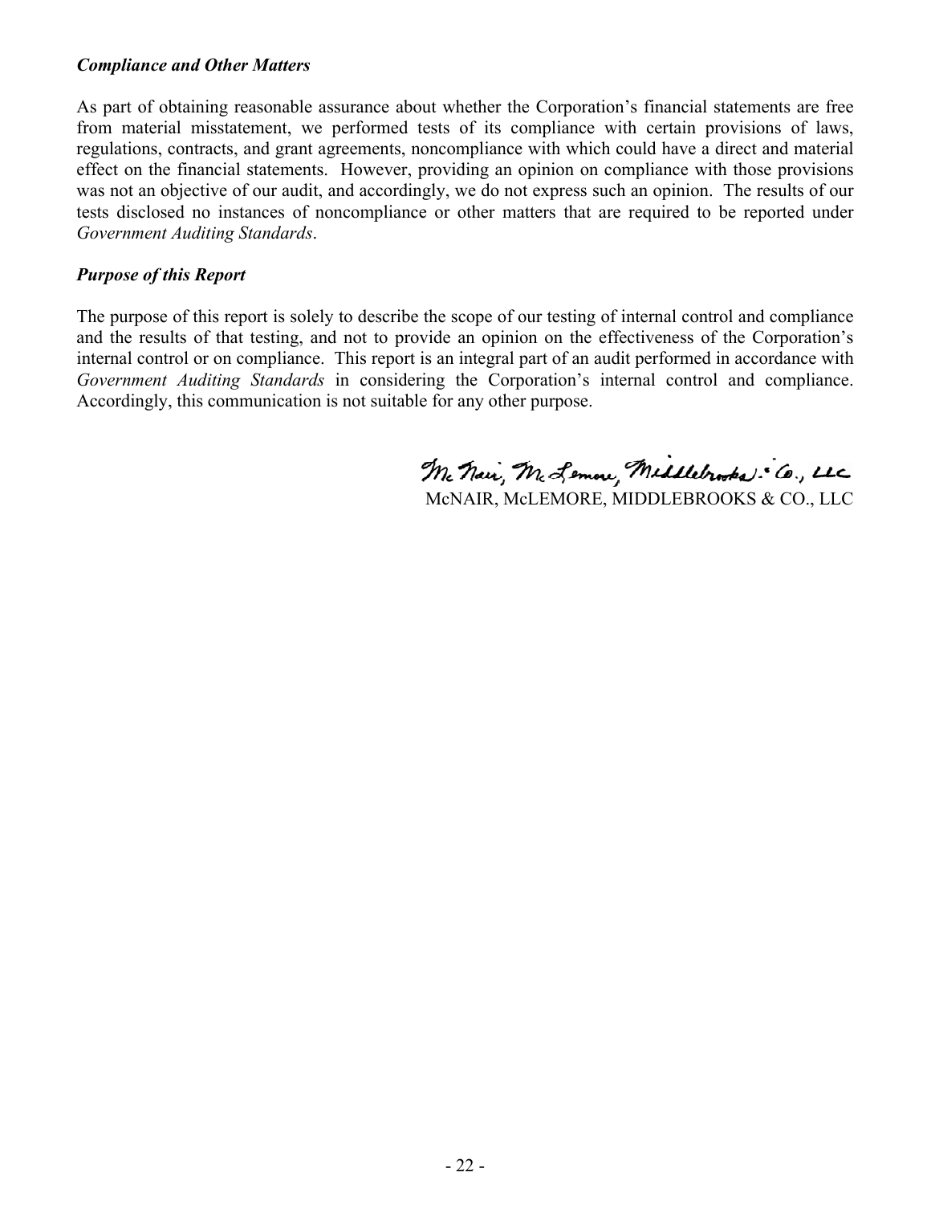### *Compliance and Other Matters*

As part of obtaining reasonable assurance about whether the Corporation's financial statements are free from material misstatement, we performed tests of its compliance with certain provisions of laws, regulations, contracts, and grant agreements, noncompliance with which could have a direct and material effect on the financial statements. However, providing an opinion on compliance with those provisions was not an objective of our audit, and accordingly, we do not express such an opinion. The results of our tests disclosed no instances of noncompliance or other matters that are required to be reported under *Government Auditing Standards*.

### *Purpose of this Report*

The purpose of this report is solely to describe the scope of our testing of internal control and compliance and the results of that testing, and not to provide an opinion on the effectiveness of the Corporation's internal control or on compliance. This report is an integral part of an audit performed in accordance with *Government Auditing Standards* in considering the Corporation's internal control and compliance. Accordingly, this communication is not suitable for any other purpose.

McNair, McLemore, Middlebrooks & Co., LLC

McNAIR, McLEMORE, MIDDLEBROOKS & CO., LLC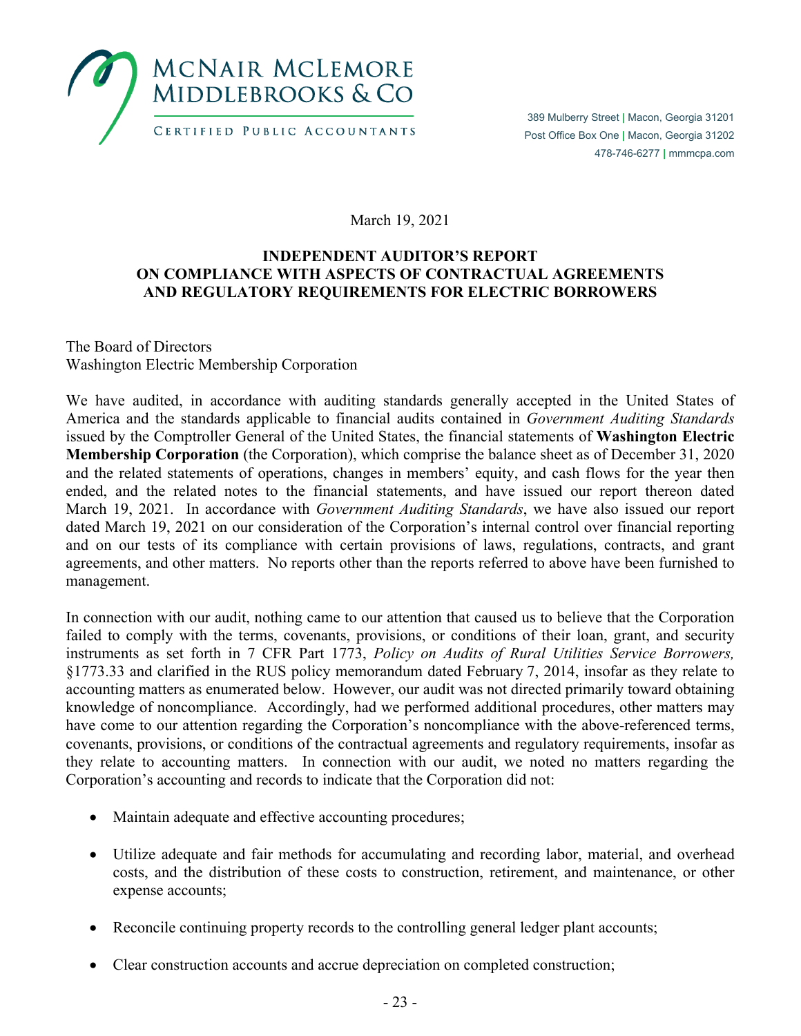MCNAIR MCLEMORE MIDDLEBROOKS & CO

CERTIFIED PUBLIC ACCOUNTANTS

389 Mulberry Street | Macon, Georgia 31201
Post Office Box One | Macon, Georgia 31202
478-746-6277 | mmmcpa.com

March 19, 2021

**INDEPENDENT AUDITOR'S REPORT
ON COMPLIANCE WITH ASPECTS OF CONTRACTUAL AGREEMENTS
AND REGULATORY REQUIREMENTS FOR ELECTRIC BORROWERS**

The Board of Directors
Washington Electric Membership Corporation

We have audited, in accordance with auditing standards generally accepted in the United States of America and the standards applicable to financial audits contained in *Government Auditing Standards* issued by the Comptroller General of the United States, the financial statements of **Washington Electric Membership Corporation** (the Corporation), which comprise the balance sheet as of December 31, 2020 and the related statements of operations, changes in members' equity, and cash flows for the year then ended, and the related notes to the financial statements, and have issued our report thereon dated March 19, 2021. In accordance with *Government Auditing Standards*, we have also issued our report dated March 19, 2021 on our consideration of the Corporation's internal control over financial reporting and on our tests of its compliance with certain provisions of laws, regulations, contracts, and grant agreements, and other matters. No reports other than the reports referred to above have been furnished to management.

In connection with our audit, nothing came to our attention that caused us to believe that the Corporation failed to comply with the terms, covenants, provisions, or conditions of their loan, grant, and security instruments as set forth in 7 CFR Part 1773, *Policy on Audits of Rural Utilities Service Borrowers,* §1773.33 and clarified in the RUS policy memorandum dated February 7, 2014, insofar as they relate to accounting matters as enumerated below. However, our audit was not directed primarily toward obtaining knowledge of noncompliance. Accordingly, had we performed additional procedures, other matters may have come to our attention regarding the Corporation's noncompliance with the above-referenced terms, covenants, provisions, or conditions of the contractual agreements and regulatory requirements, insofar as they relate to accounting matters. In connection with our audit, we noted no matters regarding the Corporation's accounting and records to indicate that the Corporation did not:

- Maintain adequate and effective accounting procedures;
- Utilize adequate and fair methods for accumulating and recording labor, material, and overhead costs, and the distribution of these costs to construction, retirement, and maintenance, or other expense accounts;
- Reconcile continuing property records to the controlling general ledger plant accounts;
- Clear construction accounts and accrue depreciation on completed construction;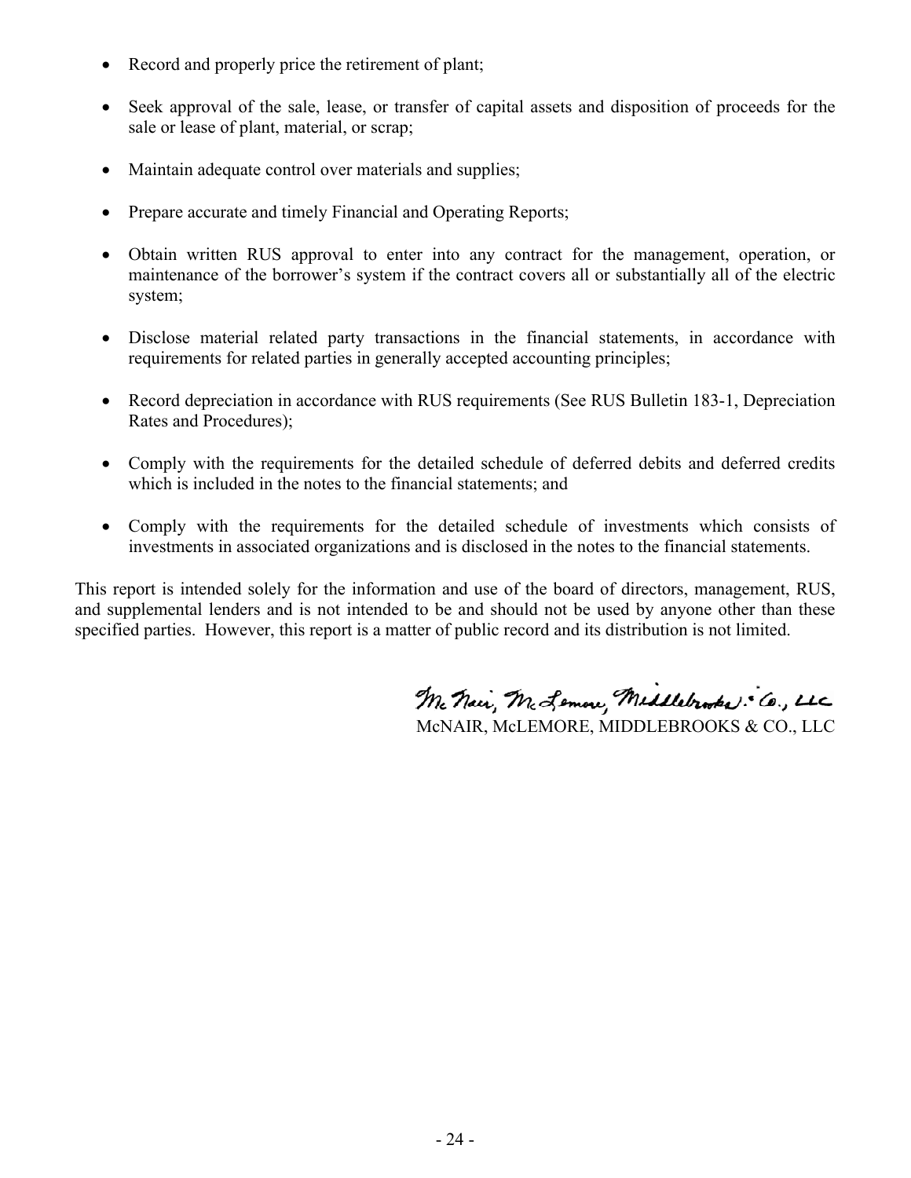- Record and properly price the retirement of plant;
- Seek approval of the sale, lease, or transfer of capital assets and disposition of proceeds for the sale or lease of plant, material, or scrap;
- Maintain adequate control over materials and supplies;
- Prepare accurate and timely Financial and Operating Reports;
- Obtain written RUS approval to enter into any contract for the management, operation, or maintenance of the borrower's system if the contract covers all or substantially all of the electric system;
- Disclose material related party transactions in the financial statements, in accordance with requirements for related parties in generally accepted accounting principles;
- Record depreciation in accordance with RUS requirements (See RUS Bulletin 183-1, Depreciation Rates and Procedures);
- Comply with the requirements for the detailed schedule of deferred debits and deferred credits which is included in the notes to the financial statements; and
- Comply with the requirements for the detailed schedule of investments which consists of investments in associated organizations and is disclosed in the notes to the financial statements.

This report is intended solely for the information and use of the board of directors, management, RUS, and supplemental lenders and is not intended to be and should not be used by anyone other than these specified parties. However, this report is a matter of public record and its distribution is not limited.

McNair, McLemore, Middlebrooks & Co., LLC

McNAIR, McLEMORE, MIDDLEBROOKS & CO., LLC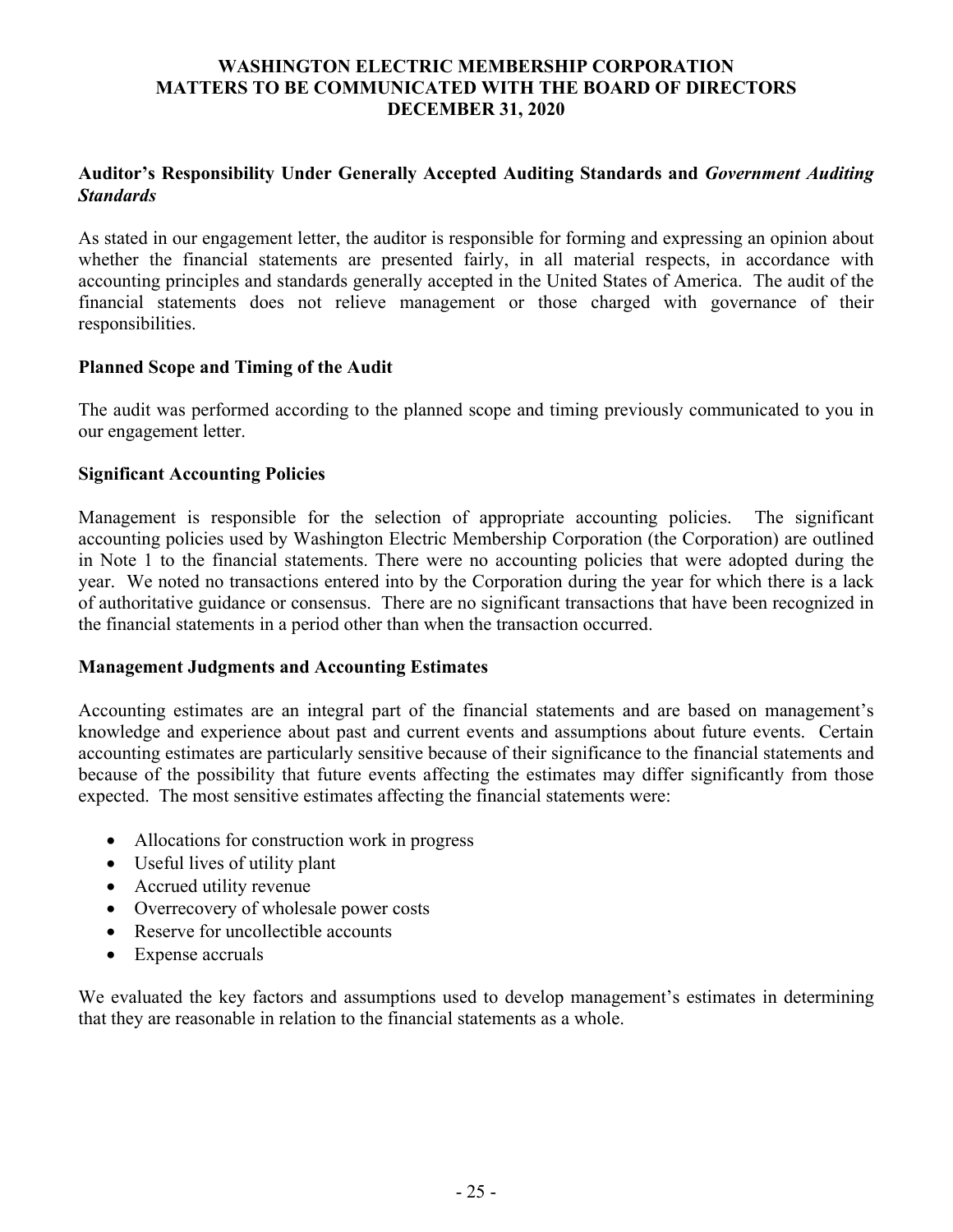# WASHINGTON ELECTRIC MEMBERSHIP CORPORATION
# MATTERS TO BE COMMUNICATED WITH THE BOARD OF DIRECTORS
# DECEMBER 31, 2020

## Auditor's Responsibility Under Generally Accepted Auditing Standards and *Government Auditing Standards*

As stated in our engagement letter, the auditor is responsible for forming and expressing an opinion about whether the financial statements are presented fairly, in all material respects, in accordance with accounting principles and standards generally accepted in the United States of America. The audit of the financial statements does not relieve management or those charged with governance of their responsibilities.

## Planned Scope and Timing of the Audit

The audit was performed according to the planned scope and timing previously communicated to you in our engagement letter.

## Significant Accounting Policies

Management is responsible for the selection of appropriate accounting policies. The significant accounting policies used by Washington Electric Membership Corporation (the Corporation) are outlined in Note 1 to the financial statements. There were no accounting policies that were adopted during the year. We noted no transactions entered into by the Corporation during the year for which there is a lack of authoritative guidance or consensus. There are no significant transactions that have been recognized in the financial statements in a period other than when the transaction occurred.

## Management Judgments and Accounting Estimates

Accounting estimates are an integral part of the financial statements and are based on management's knowledge and experience about past and current events and assumptions about future events. Certain accounting estimates are particularly sensitive because of their significance to the financial statements and because of the possibility that future events affecting the estimates may differ significantly from those expected. The most sensitive estimates affecting the financial statements were:

- Allocations for construction work in progress
- Useful lives of utility plant
- Accrued utility revenue
- Overrecovery of wholesale power costs
- Reserve for uncollectible accounts
- Expense accruals

We evaluated the key factors and assumptions used to develop management's estimates in determining that they are reasonable in relation to the financial statements as a whole.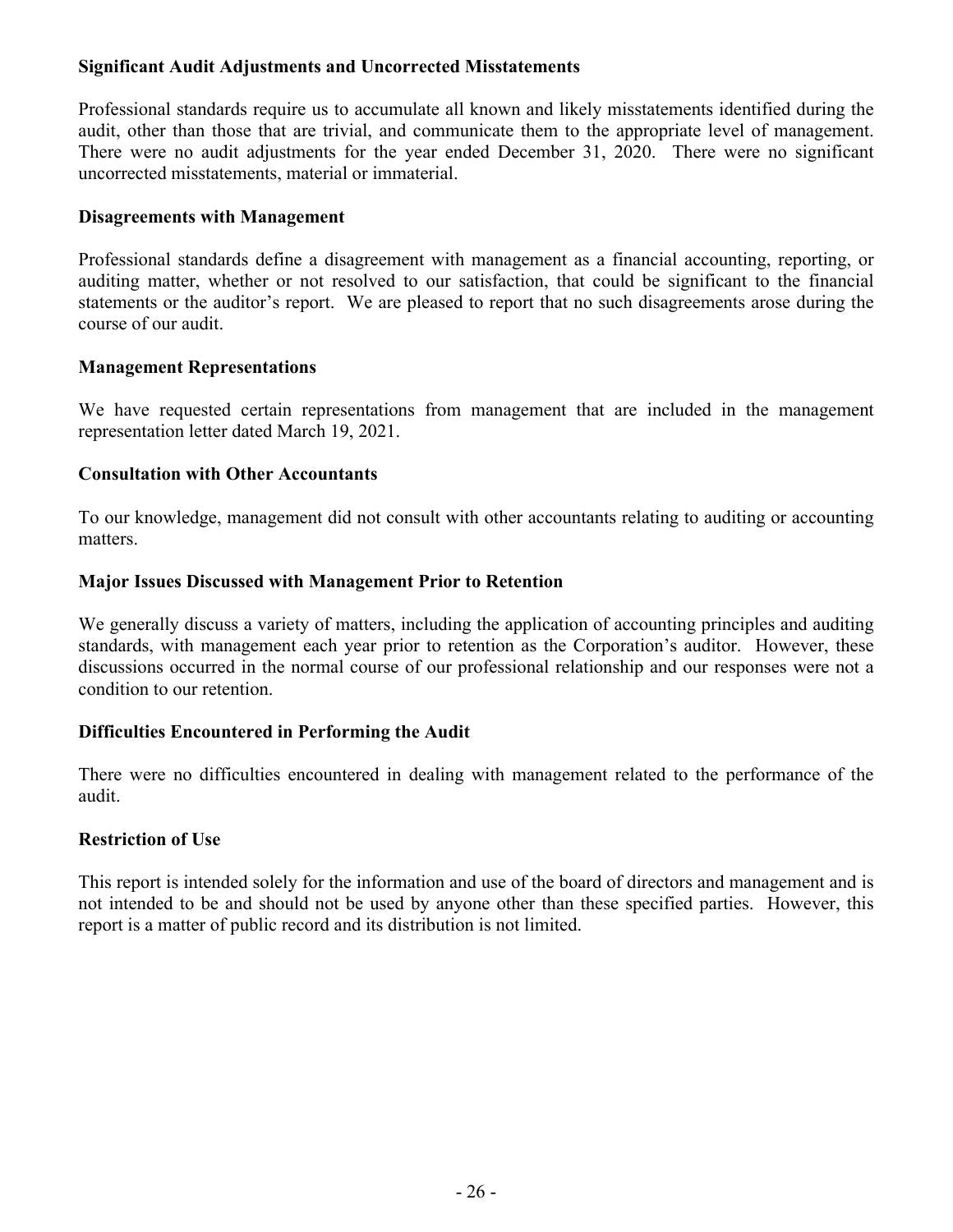**Significant Audit Adjustments and Uncorrected Misstatements**

Professional standards require us to accumulate all known and likely misstatements identified during the audit, other than those that are trivial, and communicate them to the appropriate level of management. There were no audit adjustments for the year ended December 31, 2020. There were no significant uncorrected misstatements, material or immaterial.

**Disagreements with Management**

Professional standards define a disagreement with management as a financial accounting, reporting, or auditing matter, whether or not resolved to our satisfaction, that could be significant to the financial statements or the auditor's report. We are pleased to report that no such disagreements arose during the course of our audit.

**Management Representations**

We have requested certain representations from management that are included in the management representation letter dated March 19, 2021.

**Consultation with Other Accountants**

To our knowledge, management did not consult with other accountants relating to auditing or accounting matters.

**Major Issues Discussed with Management Prior to Retention**

We generally discuss a variety of matters, including the application of accounting principles and auditing standards, with management each year prior to retention as the Corporation's auditor. However, these discussions occurred in the normal course of our professional relationship and our responses were not a condition to our retention.

**Difficulties Encountered in Performing the Audit**

There were no difficulties encountered in dealing with management related to the performance of the audit.

**Restriction of Use**

This report is intended solely for the information and use of the board of directors and management and is not intended to be and should not be used by anyone other than these specified parties. However, this report is a matter of public record and its distribution is not limited.